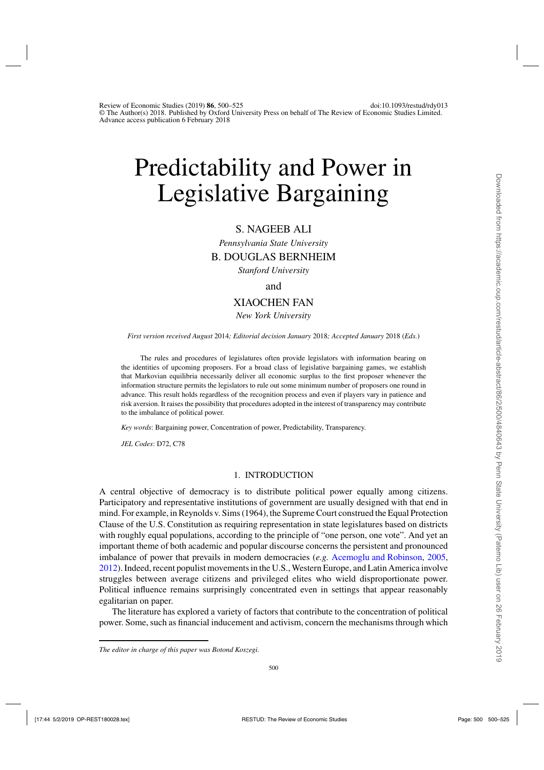# Predictability and Power in Legislative Bargaining

S. NAGEEB ALI

*Pennsylvania State University*

B. DOUGLAS BERNHEIM

*Stanford University*

and

XIAOCHEN FAN

*New York University*

*First version received August* 2014*; Editorial decision January* 2018*; Accepted January* 2018 (*Eds.*)

The rules and procedures of legislatures often provide legislators with information bearing on the identities of upcoming proposers. For a broad class of legislative bargaining games, we establish that Markovian equilibria necessarily deliver all economic surplus to the first proposer whenever the information structure permits the legislators to rule out some minimum number of proposers one round in advance. This result holds regardless of the recognition process and even if players vary in patience and risk aversion. It raises the possibility that procedures adopted in the interest of transparency may contribute to the imbalance of political power.

*Key words*: Bargaining power, Concentration of power, Predictability, Transparency.

*JEL Codes*: D72, C78

## 1. INTRODUCTION

A central objective of democracy is to distribute political power equally among citizens. Participatory and representative institutions of government are usually designed with that end in mind. For example, in Reynolds v. Sims (1964), the Supreme Court construed the Equal Protection Clause of the U.S. Constitution as requiring representation in state legislatures based on districts with roughly equal populations, according to the principle of "one person, one vote". And yet an important theme of both academic and popular discourse concerns the persistent and pronounced imbalance of power that prevails in modern democracies (*e.g.* Acemoglu and Robinson, 2005, 2012). Indeed, recent populist movements in the U.S., Western Europe, and Latin America involve struggles between average citizens and privileged elites who wield disproportionate power. Political influence remains surprisingly concentrated even in settings that appear reasonably egalitarian on paper.

The literature has explored a variety of factors that contribute to the concentration of political power. Some, such as financial inducement and activism, concern the mechanisms through which

*The editor in charge of this paper was Botond Koszegi.*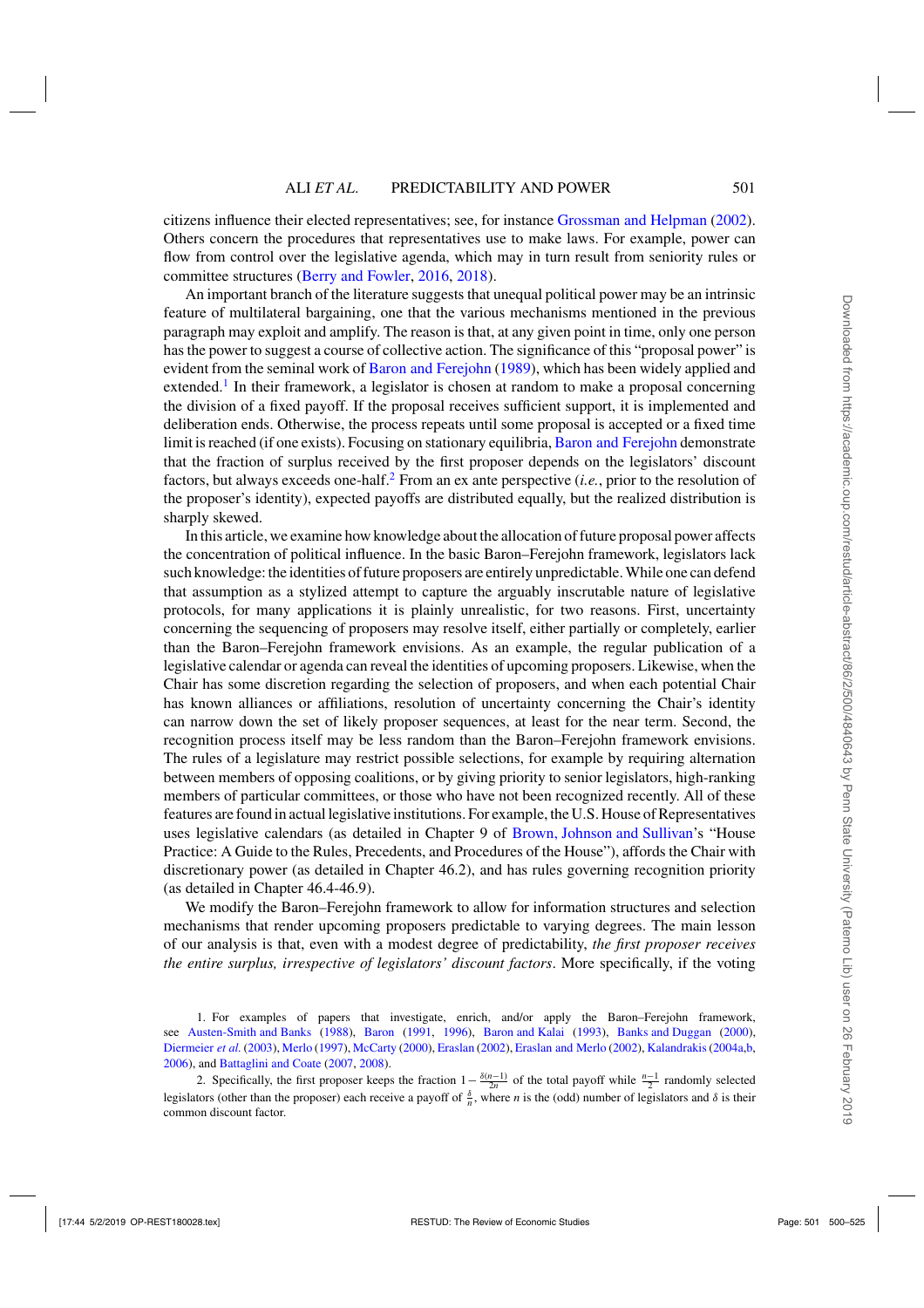citizens influence their elected representatives; see, for instance Grossman and Helpman (2002). Others concern the procedures that representatives use to make laws. For example, power can flow from control over the legislative agenda, which may in turn result from seniority rules or committee structures (Berry and Fowler, 2016, 2018).

An important branch of the literature suggests that unequal political power may be an intrinsic feature of multilateral bargaining, one that the various mechanisms mentioned in the previous paragraph may exploit and amplify. The reason is that, at any given point in time, only one person has the power to suggest a course of collective action. The significance of this "proposal power" is evident from the seminal work of Baron and Ferejohn (1989), which has been widely applied and extended.[1] In their framework, a legislator is chosen at random to make a proposal concerning the division of a fixed payoff. If the proposal receives sufficient support, it is implemented and deliberation ends. Otherwise, the process repeats until some proposal is accepted or a fixed time limit is reached (if one exists). Focusing on stationary equilibria, Baron and Ferejohn demonstrate that the fraction of surplus received by the first proposer depends on the legislators' discount factors, but always exceeds one-half.[2] From an ex ante perspective (*i.e.*, prior to the resolution of the proposer's identity), expected payoffs are distributed equally, but the realized distribution is sharply skewed.

In this article, we examine how knowledge about the allocation of future proposal power affects the concentration of political influence. In the basic Baron–Ferejohn framework, legislators lack such knowledge: the identities of future proposers are entirely unpredictable. While one can defend that assumption as a stylized attempt to capture the arguably inscrutable nature of legislative protocols, for many applications it is plainly unrealistic, for two reasons. First, uncertainty concerning the sequencing of proposers may resolve itself, either partially or completely, earlier than the Baron–Ferejohn framework envisions. As an example, the regular publication of a legislative calendar or agenda can reveal the identities of upcoming proposers. Likewise, when the Chair has some discretion regarding the selection of proposers, and when each potential Chair has known alliances or affiliations, resolution of uncertainty concerning the Chair's identity can narrow down the set of likely proposer sequences, at least for the near term. Second, the recognition process itself may be less random than the Baron–Ferejohn framework envisions. The rules of a legislature may restrict possible selections, for example by requiring alternation between members of opposing coalitions, or by giving priority to senior legislators, high-ranking members of particular committees, or those who have not been recognized recently. All of these features are found in actual legislative institutions. For example, the U.S. House of Representatives uses legislative calendars (as detailed in Chapter 9 of Brown, Johnson and Sullivan's "House Practice: A Guide to the Rules, Precedents, and Procedures of the House"), affords the Chair with discretionary power (as detailed in Chapter 46.2), and has rules governing recognition priority (as detailed in Chapter 46.4-46.9).

We modify the Baron–Ferejohn framework to allow for information structures and selection mechanisms that render upcoming proposers predictable to varying degrees. The main lesson of our analysis is that, even with a modest degree of predictability, *the first proposer receives the entire surplus, irrespective of legislators' discount factors*. More specifically, if the voting

1. For examples of papers that investigate, enrich, and/or apply the Baron–Ferejohn framework, see Austen-Smith and Banks (1988), Baron (1991, 1996), Baron and Kalai (1993), Banks and Duggan (2000), Diermeier *et al.* (2003), Merlo (1997), McCarty (2000), Eraslan (2002), Eraslan and Merlo (2002), Kalandrakis (2004a,b, 2006), and Battaglini and Coate (2007, 2008).

2. Specifically, the first proposer keeps the fraction $1-\frac{\delta(n-1)}{2n}$ of the total payoff while $\frac{n-1}{2}$ randomly selected legislators (other than the proposer) each receive a payoff of $\frac{\delta}{n}$, where $n$ is the (odd) number of legislators and $\delta$ is their common discount factor.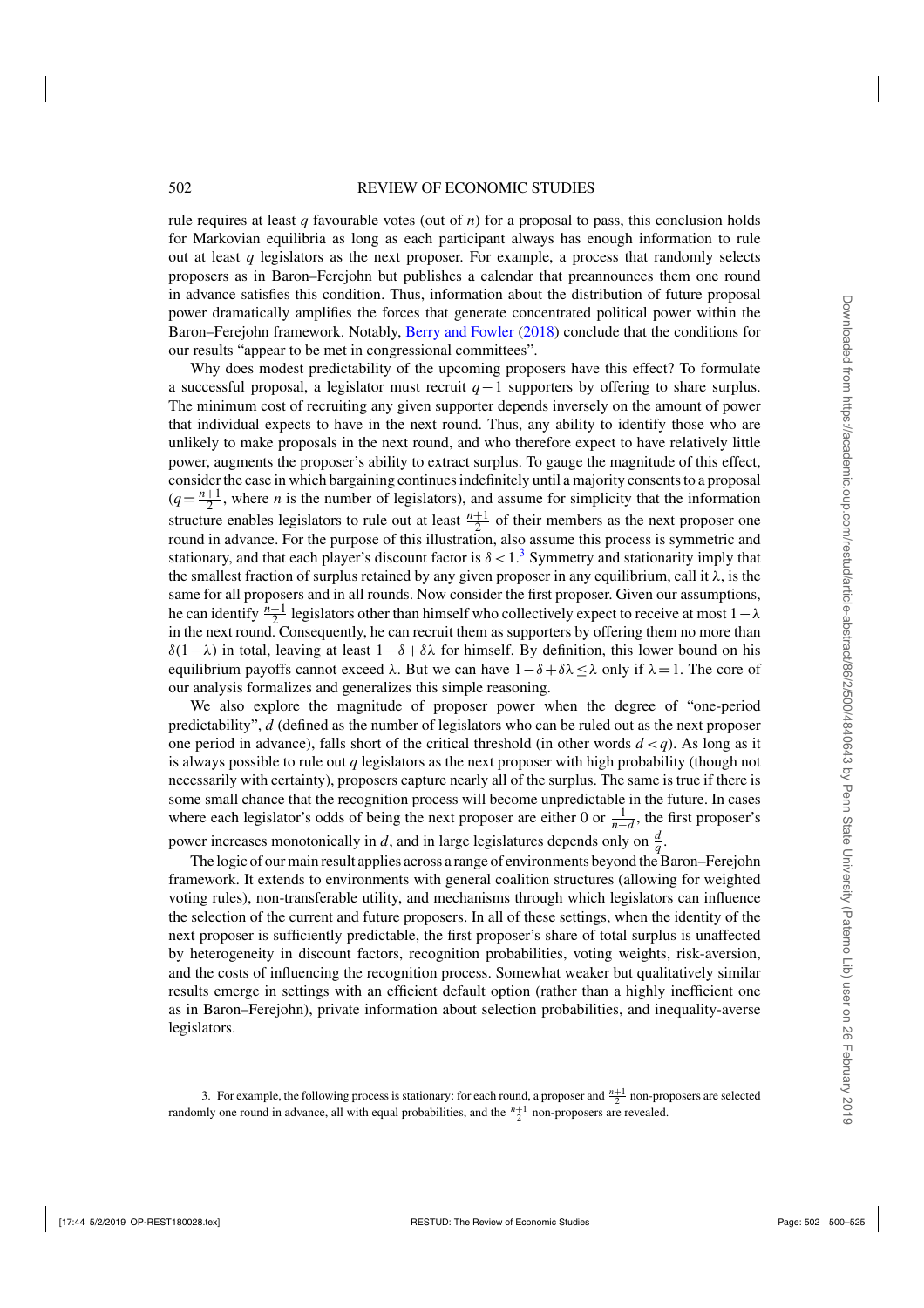rule requires at least $q$ favourable votes (out of $n$) for a proposal to pass, this conclusion holds for Markovian equilibria as long as each participant always has enough information to rule out at least $q$ legislators as the next proposer. For example, a process that randomly selects proposers as in Baron–Ferejohn but publishes a calendar that preannounces them one round in advance satisfies this condition. Thus, information about the distribution of future proposal power dramatically amplifies the forces that generate concentrated political power within the Baron–Ferejohn framework. Notably, Berry and Fowler (2018) conclude that the conditions for our results "appear to be met in congressional committees".

Why does modest predictability of the upcoming proposers have this effect? To formulate a successful proposal, a legislator must recruit $q-1$ supporters by offering to share surplus. The minimum cost of recruiting any given supporter depends inversely on the amount of power that individual expects to have in the next round. Thus, any ability to identify those who are unlikely to make proposals in the next round, and who therefore expect to have relatively little power, augments the proposer's ability to extract surplus. To gauge the magnitude of this effect, consider the case in which bargaining continues indefinitely until a majority consents to a proposal ($q = \frac{n+1}{2}$, where $n$ is the number of legislators), and assume for simplicity that the information structure enables legislators to rule out at least $\frac{n+1}{2}$ of their members as the next proposer one round in advance. For the purpose of this illustration, also assume this process is symmetric and stationary, and that each player's discount factor is $\delta < 1$.[3] Symmetry and stationarity imply that the smallest fraction of surplus retained by any given proposer in any equilibrium, call it $\lambda$, is the same for all proposers and in all rounds. Now consider the first proposer. Given our assumptions, he can identify $\frac{n-1}{2}$ legislators other than himself who collectively expect to receive at most $1-\lambda$ in the next round. Consequently, he can recruit them as supporters by offering them no more than $\delta(1-\lambda)$ in total, leaving at least $1-\delta+\delta\lambda$ for himself. By definition, this lower bound on his equilibrium payoffs cannot exceed $\lambda$. But we can have $1-\delta+\delta\lambda \leq \lambda$ only if $\lambda = 1$. The core of our analysis formalizes and generalizes this simple reasoning.

We also explore the magnitude of proposer power when the degree of "one-period predictability", $d$ (defined as the number of legislators who can be ruled out as the next proposer one period in advance), falls short of the critical threshold (in other words $d < q$). As long as it is always possible to rule out $q$ legislators as the next proposer with high probability (though not necessarily with certainty), proposers capture nearly all of the surplus. The same is true if there is some small chance that the recognition process will become unpredictable in the future. In cases where each legislator's odds of being the next proposer are either 0 or $\frac{1}{n-d}$, the first proposer's power increases monotonically in $d$, and in large legislatures depends only on $\frac{d}{q}$.

The logic of our main result applies across a range of environments beyond the Baron–Ferejohn framework. It extends to environments with general coalition structures (allowing for weighted voting rules), non-transferable utility, and mechanisms through which legislators can influence the selection of the current and future proposers. In all of these settings, when the identity of the next proposer is sufficiently predictable, the first proposer's share of total surplus is unaffected by heterogeneity in discount factors, recognition probabilities, voting weights, risk-aversion, and the costs of influencing the recognition process. Somewhat weaker but qualitatively similar results emerge in settings with an efficient default option (rather than a highly inefficient one as in Baron–Ferejohn), private information about selection probabilities, and inequality-averse legislators.

3. For example, the following process is stationary: for each round, a proposer and $\frac{n+1}{2}$ non-proposers are selected randomly one round in advance, all with equal probabilities, and the $\frac{n+1}{2}$ non-proposers are revealed.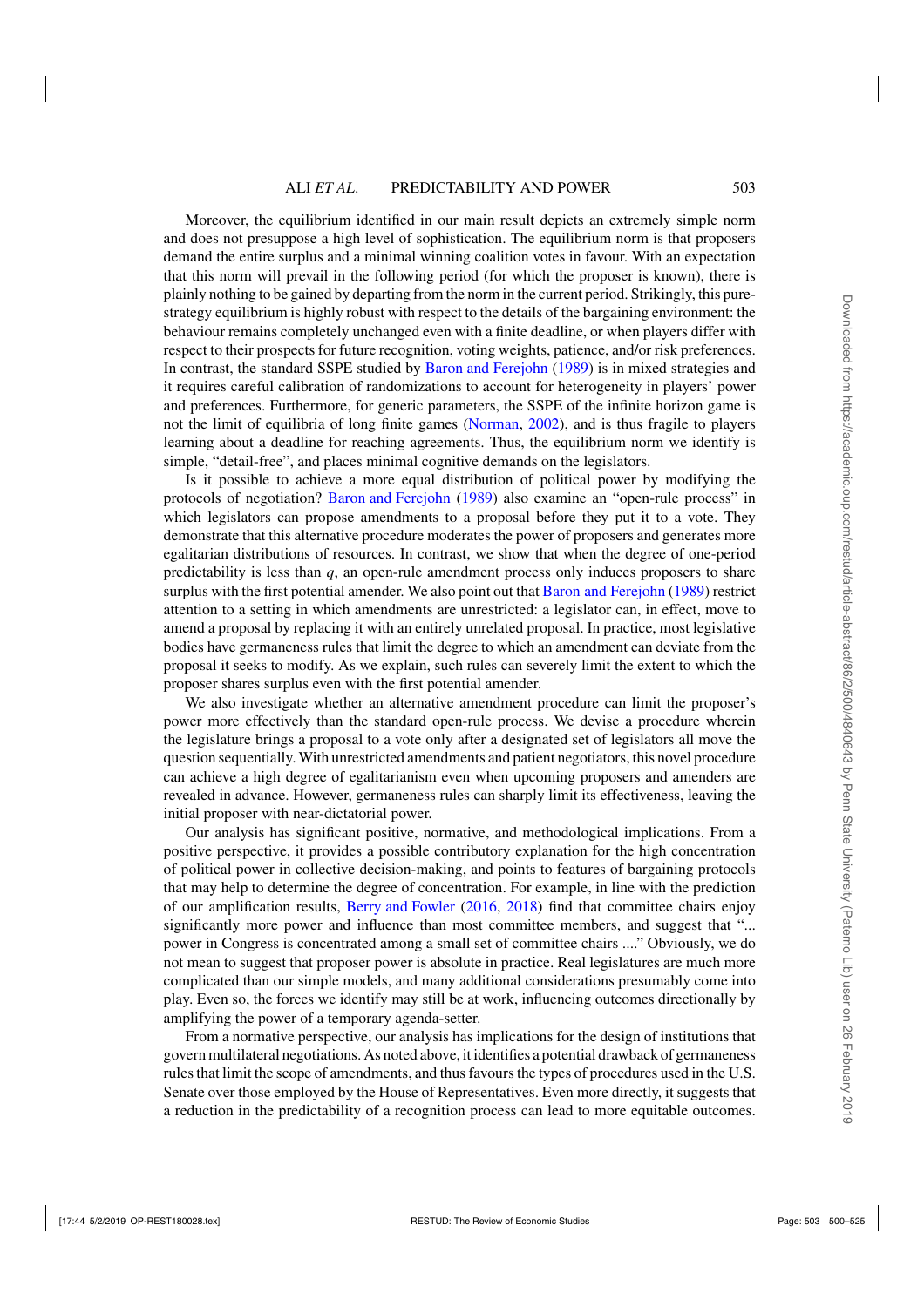Moreover, the equilibrium identified in our main result depicts an extremely simple norm and does not presuppose a high level of sophistication. The equilibrium norm is that proposers demand the entire surplus and a minimal winning coalition votes in favour. With an expectation that this norm will prevail in the following period (for which the proposer is known), there is plainly nothing to be gained by departing from the norm in the current period. Strikingly, this pure-strategy equilibrium is highly robust with respect to the details of the bargaining environment: the behaviour remains completely unchanged even with a finite deadline, or when players differ with respect to their prospects for future recognition, voting weights, patience, and/or risk preferences. In contrast, the standard SSPE studied by Baron and Ferejohn (1989) is in mixed strategies and it requires careful calibration of randomizations to account for heterogeneity in players' power and preferences. Furthermore, for generic parameters, the SSPE of the infinite horizon game is not the limit of equilibria of long finite games (Norman, 2002), and is thus fragile to players learning about a deadline for reaching agreements. Thus, the equilibrium norm we identify is simple, "detail-free", and places minimal cognitive demands on the legislators.

Is it possible to achieve a more equal distribution of political power by modifying the protocols of negotiation? Baron and Ferejohn (1989) also examine an "open-rule process" in which legislators can propose amendments to a proposal before they put it to a vote. They demonstrate that this alternative procedure moderates the power of proposers and generates more egalitarian distributions of resources. In contrast, we show that when the degree of one-period predictability is less than $q$, an open-rule amendment process only induces proposers to share surplus with the first potential amender. We also point out that Baron and Ferejohn (1989) restrict attention to a setting in which amendments are unrestricted: a legislator can, in effect, move to amend a proposal by replacing it with an entirely unrelated proposal. In practice, most legislative bodies have germaneness rules that limit the degree to which an amendment can deviate from the proposal it seeks to modify. As we explain, such rules can severely limit the extent to which the proposer shares surplus even with the first potential amender.

We also investigate whether an alternative amendment procedure can limit the proposer's power more effectively than the standard open-rule process. We devise a procedure wherein the legislature brings a proposal to a vote only after a designated set of legislators all move the question sequentially. With unrestricted amendments and patient negotiators, this novel procedure can achieve a high degree of egalitarianism even when upcoming proposers and amenders are revealed in advance. However, germaneness rules can sharply limit its effectiveness, leaving the initial proposer with near-dictatorial power.

Our analysis has significant positive, normative, and methodological implications. From a positive perspective, it provides a possible contributory explanation for the high concentration of political power in collective decision-making, and points to features of bargaining protocols that may help to determine the degree of concentration. For example, in line with the prediction of our amplification results, Berry and Fowler (2016, 2018) find that committee chairs enjoy significantly more power and influence than most committee members, and suggest that "... power in Congress is concentrated among a small set of committee chairs ...." Obviously, we do not mean to suggest that proposer power is absolute in practice. Real legislatures are much more complicated than our simple models, and many additional considerations presumably come into play. Even so, the forces we identify may still be at work, influencing outcomes directionally by amplifying the power of a temporary agenda-setter.

From a normative perspective, our analysis has implications for the design of institutions that govern multilateral negotiations. As noted above, it identifies a potential drawback of germaneness rules that limit the scope of amendments, and thus favours the types of procedures used in the U.S. Senate over those employed by the House of Representatives. Even more directly, it suggests that a reduction in the predictability of a recognition process can lead to more equitable outcomes.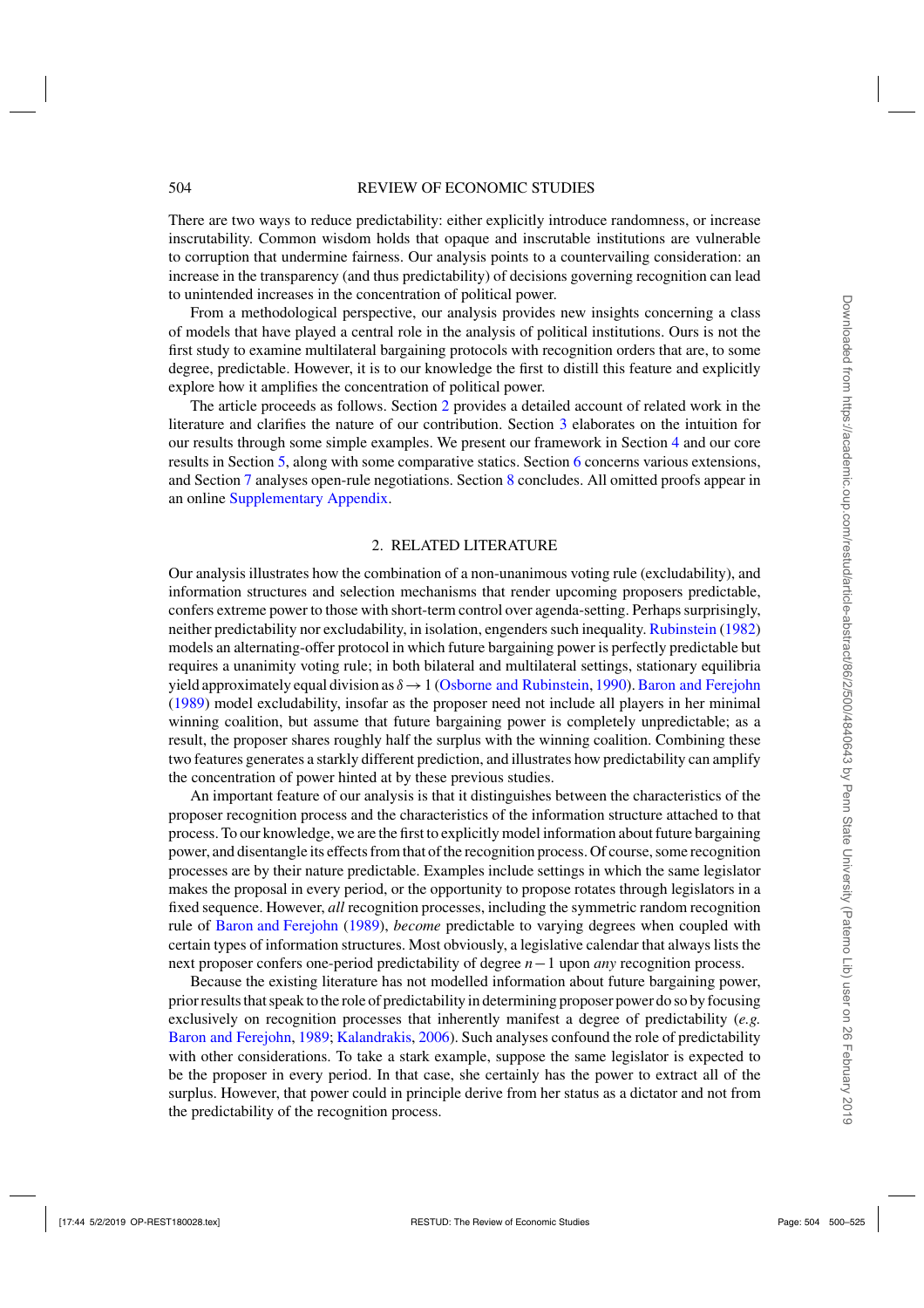There are two ways to reduce predictability: either explicitly introduce randomness, or increase inscrutability. Common wisdom holds that opaque and inscrutable institutions are vulnerable to corruption that undermine fairness. Our analysis points to a countervailing consideration: an increase in the transparency (and thus predictability) of decisions governing recognition can lead to unintended increases in the concentration of political power.

From a methodological perspective, our analysis provides new insights concerning a class of models that have played a central role in the analysis of political institutions. Ours is not the first study to examine multilateral bargaining protocols with recognition orders that are, to some degree, predictable. However, it is to our knowledge the first to distill this feature and explicitly explore how it amplifies the concentration of political power.

The article proceeds as follows. Section 2 provides a detailed account of related work in the literature and clarifies the nature of our contribution. Section 3 elaborates on the intuition for our results through some simple examples. We present our framework in Section 4 and our core results in Section 5, along with some comparative statics. Section 6 concerns various extensions, and Section 7 analyses open-rule negotiations. Section 8 concludes. All omitted proofs appear in an online Supplementary Appendix.

## 2. RELATED LITERATURE

Our analysis illustrates how the combination of a non-unanimous voting rule (excludability), and information structures and selection mechanisms that render upcoming proposers predictable, confers extreme power to those with short-term control over agenda-setting. Perhaps surprisingly, neither predictability nor excludability, in isolation, engenders such inequality. Rubinstein (1982) models an alternating-offer protocol in which future bargaining power is perfectly predictable but requires a unanimity voting rule; in both bilateral and multilateral settings, stationary equilibria yield approximately equal division as $\delta \to 1$ (Osborne and Rubinstein, 1990). Baron and Ferejohn (1989) model excludability, insofar as the proposer need not include all players in her minimal winning coalition, but assume that future bargaining power is completely unpredictable; as a result, the proposer shares roughly half the surplus with the winning coalition. Combining these two features generates a starkly different prediction, and illustrates how predictability can amplify the concentration of power hinted at by these previous studies.

An important feature of our analysis is that it distinguishes between the characteristics of the proposer recognition process and the characteristics of the information structure attached to that process. To our knowledge, we are the first to explicitly model information about future bargaining power, and disentangle its effects from that of the recognition process. Of course, some recognition processes are by their nature predictable. Examples include settings in which the same legislator makes the proposal in every period, or the opportunity to propose rotates through legislators in a fixed sequence. However, *all* recognition processes, including the symmetric random recognition rule of Baron and Ferejohn (1989), *become* predictable to varying degrees when coupled with certain types of information structures. Most obviously, a legislative calendar that always lists the next proposer confers one-period predictability of degree $n-1$ upon *any* recognition process.

Because the existing literature has not modelled information about future bargaining power, prior results that speak to the role of predictability in determining proposer power do so by focusing exclusively on recognition processes that inherently manifest a degree of predictability (*e.g.* Baron and Ferejohn, 1989; Kalandrakis, 2006). Such analyses confound the role of predictability with other considerations. To take a stark example, suppose the same legislator is expected to be the proposer in every period. In that case, she certainly has the power to extract all of the surplus. However, that power could in principle derive from her status as a dictator and not from the predictability of the recognition process.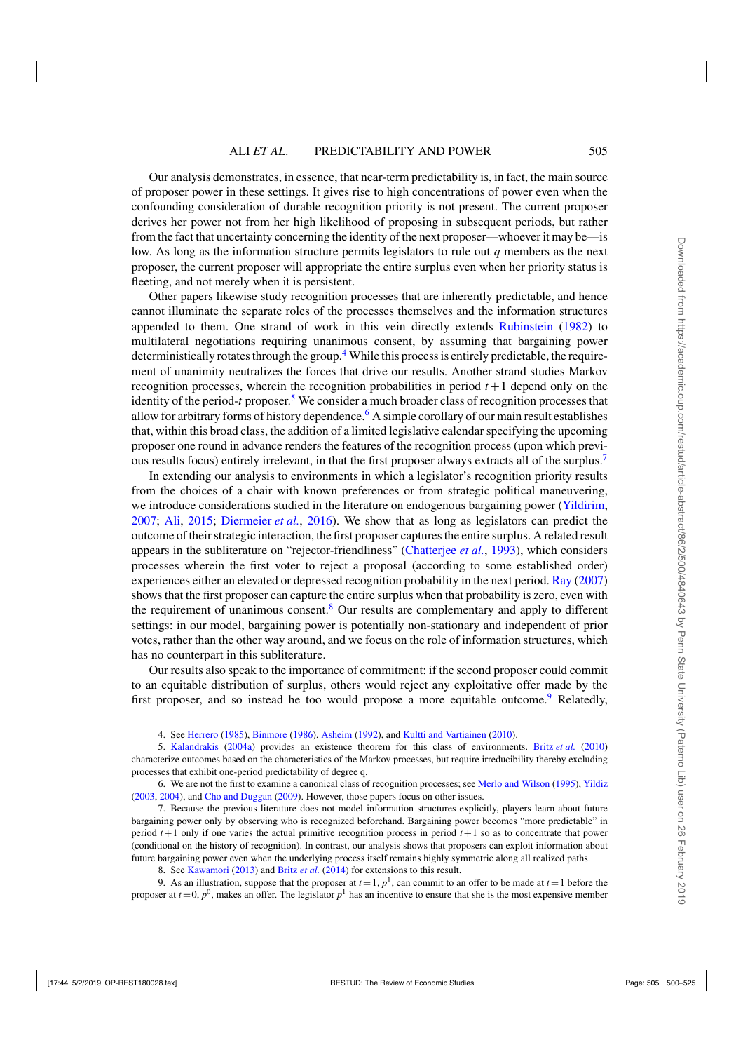Our analysis demonstrates, in essence, that near-term predictability is, in fact, the main source of proposer power in these settings. It gives rise to high concentrations of power even when the confounding consideration of durable recognition priority is not present. The current proposer derives her power not from her high likelihood of proposing in subsequent periods, but rather from the fact that uncertainty concerning the identity of the next proposer—whoever it may be—is low. As long as the information structure permits legislators to rule out $q$ members as the next proposer, the current proposer will appropriate the entire surplus even when her priority status is fleeting, and not merely when it is persistent.

Other papers likewise study recognition processes that are inherently predictable, and hence cannot illuminate the separate roles of the processes themselves and the information structures appended to them. One strand of work in this vein directly extends Rubinstein (1982) to multilateral negotiations requiring unanimous consent, by assuming that bargaining power deterministically rotates through the group.[4] While this process is entirely predictable, the requirement of unanimity neutralizes the forces that drive our results. Another strand studies Markov recognition processes, wherein the recognition probabilities in period $t+1$ depend only on the identity of the period-$t$ proposer.[5] We consider a much broader class of recognition processes that allow for arbitrary forms of history dependence.[6] A simple corollary of our main result establishes that, within this broad class, the addition of a limited legislative calendar specifying the upcoming proposer one round in advance renders the features of the recognition process (upon which previous results focus) entirely irrelevant, in that the first proposer always extracts all of the surplus.[7]

In extending our analysis to environments in which a legislator's recognition priority results from the choices of a chair with known preferences or from strategic political maneuvering, we introduce considerations studied in the literature on endogenous bargaining power (Yildirim, 2007; Ali, 2015; Diermeier *et al.*, 2016). We show that as long as legislators can predict the outcome of their strategic interaction, the first proposer captures the entire surplus. A related result appears in the subliterature on "rejector-friendliness" (Chatterjee *et al.*, 1993), which considers processes wherein the first voter to reject a proposal (according to some established order) experiences either an elevated or depressed recognition probability in the next period. Ray (2007) shows that the first proposer can capture the entire surplus when that probability is zero, even with the requirement of unanimous consent.[8] Our results are complementary and apply to different settings: in our model, bargaining power is potentially non-stationary and independent of prior votes, rather than the other way around, and we focus on the role of information structures, which has no counterpart in this subliterature.

Our results also speak to the importance of commitment: if the second proposer could commit to an equitable distribution of surplus, others would reject any exploitative offer made by the first proposer, and so instead he too would propose a more equitable outcome.[9] Relatedly,

4. See Herrero (1985), Binmore (1986), Asheim (1992), and Kultti and Vartiainen (2010).

5. Kalandrakis (2004a) provides an existence theorem for this class of environments. Britz *et al.* (2010) characterize outcomes based on the characteristics of the Markov processes, but require irreducibility thereby excluding processes that exhibit one-period predictability of degree q.

6. We are not the first to examine a canonical class of recognition processes; see Merlo and Wilson (1995), Yildiz (2003, 2004), and Cho and Duggan (2009). However, those papers focus on other issues.

7. Because the previous literature does not model information structures explicitly, players learn about future bargaining power only by observing who is recognized beforehand. Bargaining power becomes "more predictable" in period $t+1$ only if one varies the actual primitive recognition process in period $t+1$ so as to concentrate that power (conditional on the history of recognition). In contrast, our analysis shows that proposers can exploit information about future bargaining power even when the underlying process itself remains highly symmetric along all realized paths.

8. See Kawamori (2013) and Britz *et al.* (2014) for extensions to this result.

9. As an illustration, suppose that the proposer at $t=1$, $p^1$, can commit to an offer to be made at $t=1$ before the proposer at $t=0$, $p^0$, makes an offer. The legislator $p^1$ has an incentive to ensure that she is the most expensive member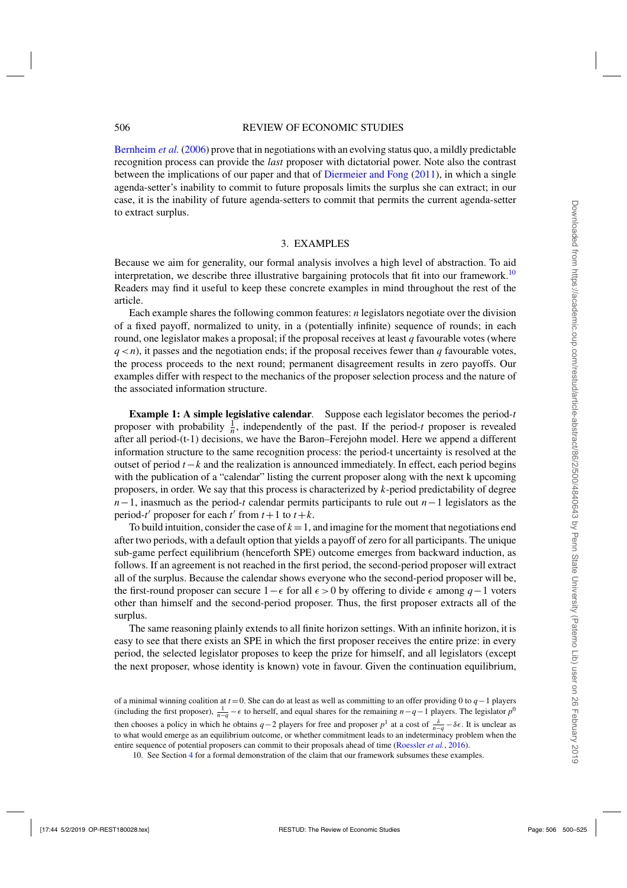Bernheim *et al.* (2006) prove that in negotiations with an evolving status quo, a mildly predictable recognition process can provide the *last* proposer with dictatorial power. Note also the contrast between the implications of our paper and that of Diermeier and Fong (2011), in which a single agenda-setter's inability to commit to future proposals limits the surplus she can extract; in our case, it is the inability of future agenda-setters to commit that permits the current agenda-setter to extract surplus.

## 3. EXAMPLES

Because we aim for generality, our formal analysis involves a high level of abstraction. To aid interpretation, we describe three illustrative bargaining protocols that fit into our framework.[10] Readers may find it useful to keep these concrete examples in mind throughout the rest of the article.

Each example shares the following common features: $n$ legislators negotiate over the division of a fixed payoff, normalized to unity, in a (potentially infinite) sequence of rounds; in each round, one legislator makes a proposal; if the proposal receives at least $q$ favourable votes (where $q < n$), it passes and the negotiation ends; if the proposal receives fewer than $q$ favourable votes, the process proceeds to the next round; permanent disagreement results in zero payoffs. Our examples differ with respect to the mechanics of the proposer selection process and the nature of the associated information structure.

**Example 1: A simple legislative calendar**. Suppose each legislator becomes the period-$t$ proposer with probability $\frac{1}{n}$, independently of the past. If the period-$t$ proposer is revealed after all period-(t-1) decisions, we have the Baron–Ferejohn model. Here we append a different information structure to the same recognition process: the period-t uncertainty is resolved at the outset of period $t-k$ and the realization is announced immediately. In effect, each period begins with the publication of a "calendar" listing the current proposer along with the next k upcoming proposers, in order. We say that this process is characterized by $k$-period predictability of degree $n-1$, inasmuch as the period-$t$ calendar permits participants to rule out $n-1$ legislators as the period-$t'$ proposer for each $t'$ from $t+1$ to $t+k$.

To build intuition, consider the case of $k=1$, and imagine for the moment that negotiations end after two periods, with a default option that yields a payoff of zero for all participants. The unique sub-game perfect equilibrium (henceforth SPE) outcome emerges from backward induction, as follows. If an agreement is not reached in the first period, the second-period proposer will extract all of the surplus. Because the calendar shows everyone who the second-period proposer will be, the first-round proposer can secure $1-\epsilon$ for all $\epsilon > 0$ by offering to divide $\epsilon$ among $q-1$ voters other than himself and the second-period proposer. Thus, the first proposer extracts all of the surplus.

The same reasoning plainly extends to all finite horizon settings. With an infinite horizon, it is easy to see that there exists an SPE in which the first proposer receives the entire prize: in every period, the selected legislator proposes to keep the prize for himself, and all legislators (except the next proposer, whose identity is known) vote in favour. Given the continuation equilibrium,

of a minimal winning coalition at $t=0$. She can do at least as well as committing to an offer providing 0 to $q-1$ players (including the first proposer), $\frac{1}{n-q}-\epsilon$ to herself, and equal shares for the remaining $n-q-1$ players. The legislator $p^0$ then chooses a policy in which he obtains $q-2$ players for free and proposer $p^1$ at a cost of $\frac{\delta}{n-q}-\delta\epsilon$. It is unclear as to what would emerge as an equilibrium outcome, or whether commitment leads to an indeterminacy problem when the entire sequence of potential proposers can commit to their proposals ahead of time (Roessler *et al.*, 2016).

10. See Section 4 for a formal demonstration of the claim that our framework subsumes these examples.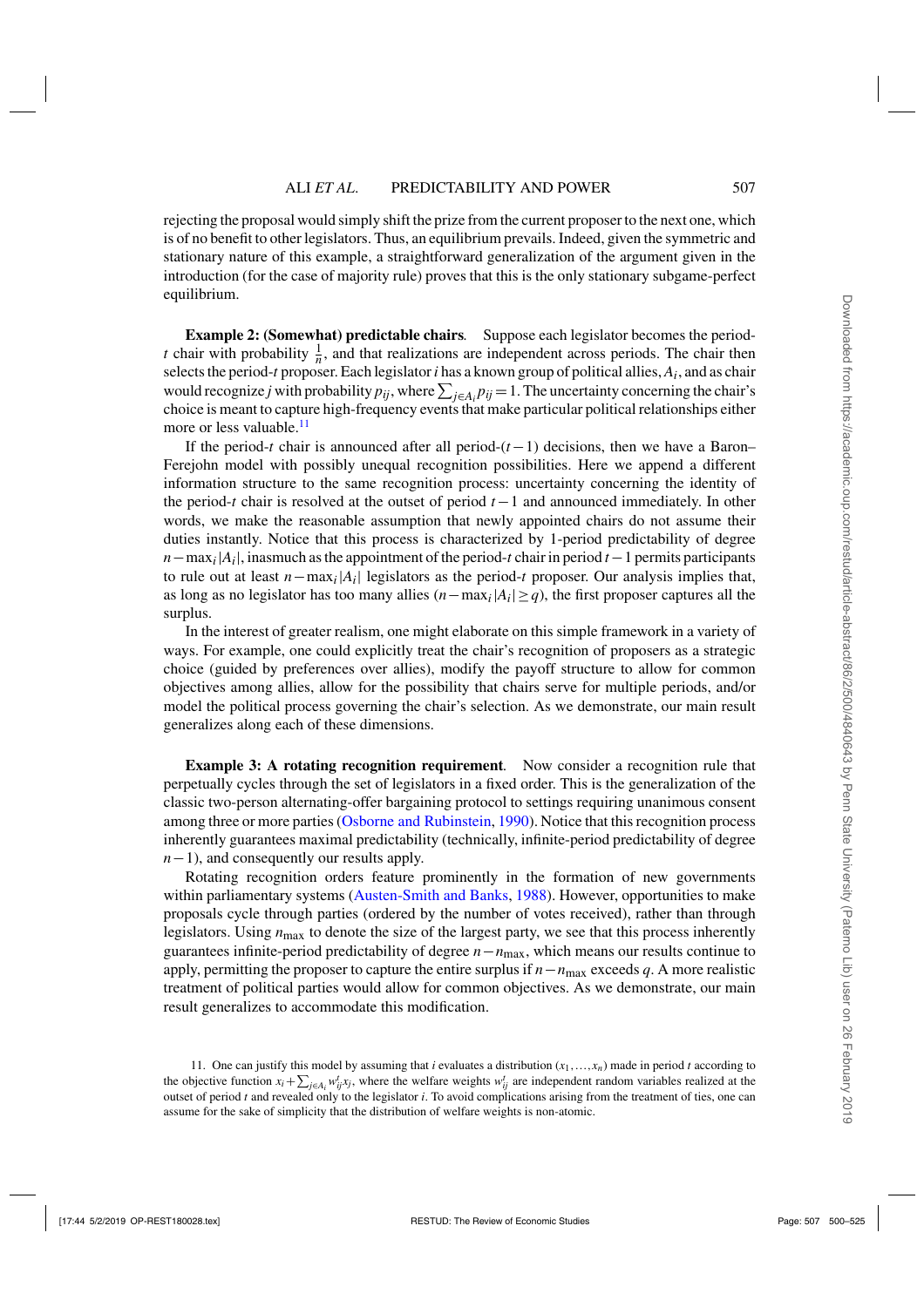rejecting the proposal would simply shift the prize from the current proposer to the next one, which is of no benefit to other legislators. Thus, an equilibrium prevails. Indeed, given the symmetric and stationary nature of this example, a straightforward generalization of the argument given in the introduction (for the case of majority rule) proves that this is the only stationary subgame-perfect equilibrium.

**Example 2: (Somewhat) predictable chairs.** Suppose each legislator becomes the period-$t$ chair with probability $\frac{1}{n}$, and that realizations are independent across periods. The chair then selects the period-$t$ proposer. Each legislator $i$ has a known group of political allies, $A_i$, and as chair would recognize $j$ with probability $p_{ij}$, where $\sum_{j \in A_i} p_{ij} = 1$. The uncertainty concerning the chair's choice is meant to capture high-frequency events that make particular political relationships either more or less valuable.[11]

If the period-$t$ chair is announced after all period-$(t-1)$ decisions, then we have a Baron–Ferejohn model with possibly unequal recognition possibilities. Here we append a different information structure to the same recognition process: uncertainty concerning the identity of the period-$t$ chair is resolved at the outset of period $t-1$ and announced immediately. In other words, we make the reasonable assumption that newly appointed chairs do not assume their duties instantly. Notice that this process is characterized by 1-period predictability of degree $n - \max_i |A_i|$, inasmuch as the appointment of the period-$t$ chair in period $t-1$ permits participants to rule out at least $n - \max_i |A_i|$ legislators as the period-$t$ proposer. Our analysis implies that, as long as no legislator has too many allies ($n - \max_i |A_i| \geq q$), the first proposer captures all the surplus.

In the interest of greater realism, one might elaborate on this simple framework in a variety of ways. For example, one could explicitly treat the chair's recognition of proposers as a strategic choice (guided by preferences over allies), modify the payoff structure to allow for common objectives among allies, allow for the possibility that chairs serve for multiple periods, and/or model the political process governing the chair's selection. As we demonstrate, our main result generalizes along each of these dimensions.

**Example 3: A rotating recognition requirement.** Now consider a recognition rule that perpetually cycles through the set of legislators in a fixed order. This is the generalization of the classic two-person alternating-offer bargaining protocol to settings requiring unanimous consent among three or more parties (Osborne and Rubinstein, 1990). Notice that this recognition process inherently guarantees maximal predictability (technically, infinite-period predictability of degree $n-1$), and consequently our results apply.

Rotating recognition orders feature prominently in the formation of new governments within parliamentary systems (Austen-Smith and Banks, 1988). However, opportunities to make proposals cycle through parties (ordered by the number of votes received), rather than through legislators. Using $n_{\max}$ to denote the size of the largest party, we see that this process inherently guarantees infinite-period predictability of degree $n - n_{\max}$, which means our results continue to apply, permitting the proposer to capture the entire surplus if $n - n_{\max}$ exceeds $q$. A more realistic treatment of political parties would allow for common objectives. As we demonstrate, our main result generalizes to accommodate this modification.

11. One can justify this model by assuming that $i$ evaluates a distribution $(x_1, \ldots, x_n)$ made in period $t$ according to the objective function $x_i + \sum_{j \in A_i} w_{ij}^t x_j$, where the welfare weights $w_{ij}^t$ are independent random variables realized at the outset of period $t$ and revealed only to the legislator $i$. To avoid complications arising from the treatment of ties, one can assume for the sake of simplicity that the distribution of welfare weights is non-atomic.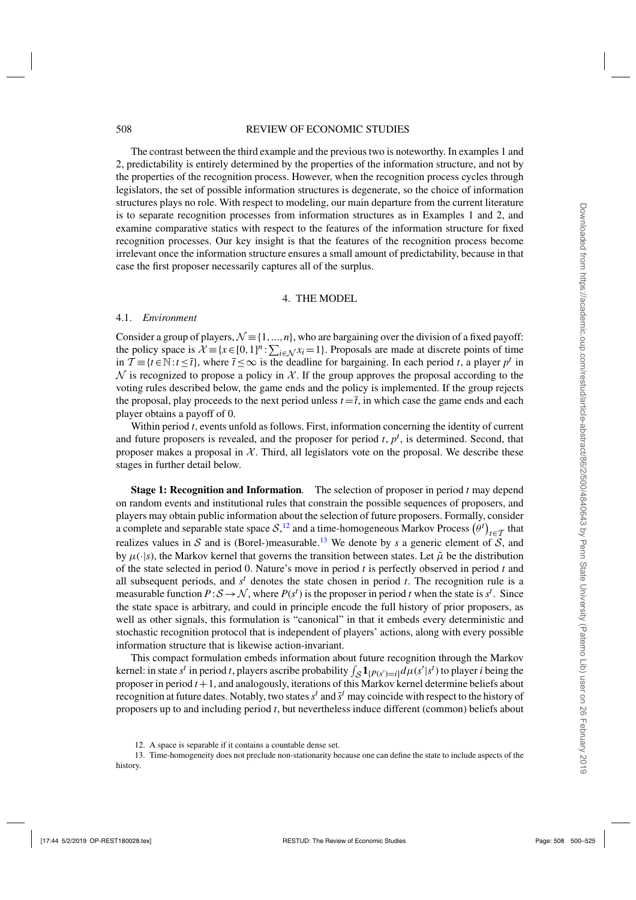The contrast between the third example and the previous two is noteworthy. In examples 1 and 2, predictability is entirely determined by the properties of the information structure, and not by the properties of the recognition process. However, when the recognition process cycles through legislators, the set of possible information structures is degenerate, so the choice of information structures plays no role. With respect to modeling, our main departure from the current literature is to separate recognition processes from information structures as in Examples 1 and 2, and examine comparative statics with respect to the features of the information structure for fixed recognition processes. Our key insight is that the features of the recognition process become irrelevant once the information structure ensures a small amount of predictability, because in that case the first proposer necessarily captures all of the surplus.

## 4. THE MODEL

### 4.1. *Environment*

Consider a group of players, $\mathcal{N} \equiv \{1,...,n\}$, who are bargaining over the division of a fixed payoff: the policy space is $\mathcal{X} \equiv \{x \in [0,1]^n : \sum_{i \in \mathcal{N}} x_i = 1\}$. Proposals are made at discrete points of time in $\mathcal{T} \equiv \{t \in \mathbb{N} : t \leq \bar{t}\}$, where $\bar{t} \leq \infty$ is the deadline for bargaining. In each period $t$, a player $p^t$ in $\mathcal{N}$ is recognized to propose a policy in $\mathcal{X}$. If the group approves the proposal according to the voting rules described below, the game ends and the policy is implemented. If the group rejects the proposal, play proceeds to the next period unless $t = \bar{t}$, in which case the game ends and each player obtains a payoff of 0.

Within period $t$, events unfold as follows. First, information concerning the identity of current and future proposers is revealed, and the proposer for period $t$, $p^t$, is determined. Second, that proposer makes a proposal in $\mathcal{X}$. Third, all legislators vote on the proposal. We describe these stages in further detail below.

**Stage 1: Recognition and Information**. The selection of proposer in period $t$ may depend on random events and institutional rules that constrain the possible sequences of proposers, and players may obtain public information about the selection of future proposers. Formally, consider a complete and separable state space $\mathcal{S}$,[12] and a time-homogeneous Markov Process $(\theta^t)_{t \in \mathcal{T}}$ that realizes values in $\mathcal{S}$ and is (Borel-)measurable.[13] We denote by $s$ a generic element of $\mathcal{S}$, and by $\mu(\cdot|s)$, the Markov kernel that governs the transition between states. Let $\tilde{\mu}$ be the distribution of the state selected in period 0. Nature's move in period $t$ is perfectly observed in period $t$ and all subsequent periods, and $s^t$ denotes the state chosen in period $t$. The recognition rule is a measurable function $P : \mathcal{S} \to \mathcal{N}$, where $P(s^t)$ is the proposer in period $t$ when the state is $s^t$. Since the state space is arbitrary, and could in principle encode the full history of prior proposers, as well as other signals, this formulation is "canonical" in that it embeds every deterministic and stochastic recognition protocol that is independent of players' actions, along with every possible information structure that is likewise action-invariant.

This compact formulation embeds information about future recognition through the Markov kernel: in state $s^t$ in period $t$, players ascribe probability $\int_{\mathcal{S}} \mathbf{1}_{\{P(s')=i\}} d\mu(s'|s^t)$ to player $i$ being the proposer in period $t+1$, and analogously, iterations of this Markov kernel determine beliefs about recognition at future dates. Notably, two states $s^t$ and $\tilde{s}^t$ may coincide with respect to the history of proposers up to and including period $t$, but nevertheless induce different (common) beliefs about

12. A space is separable if it contains a countable dense set.

13. Time-homogeneity does not preclude non-stationarity because one can define the state to include aspects of the history.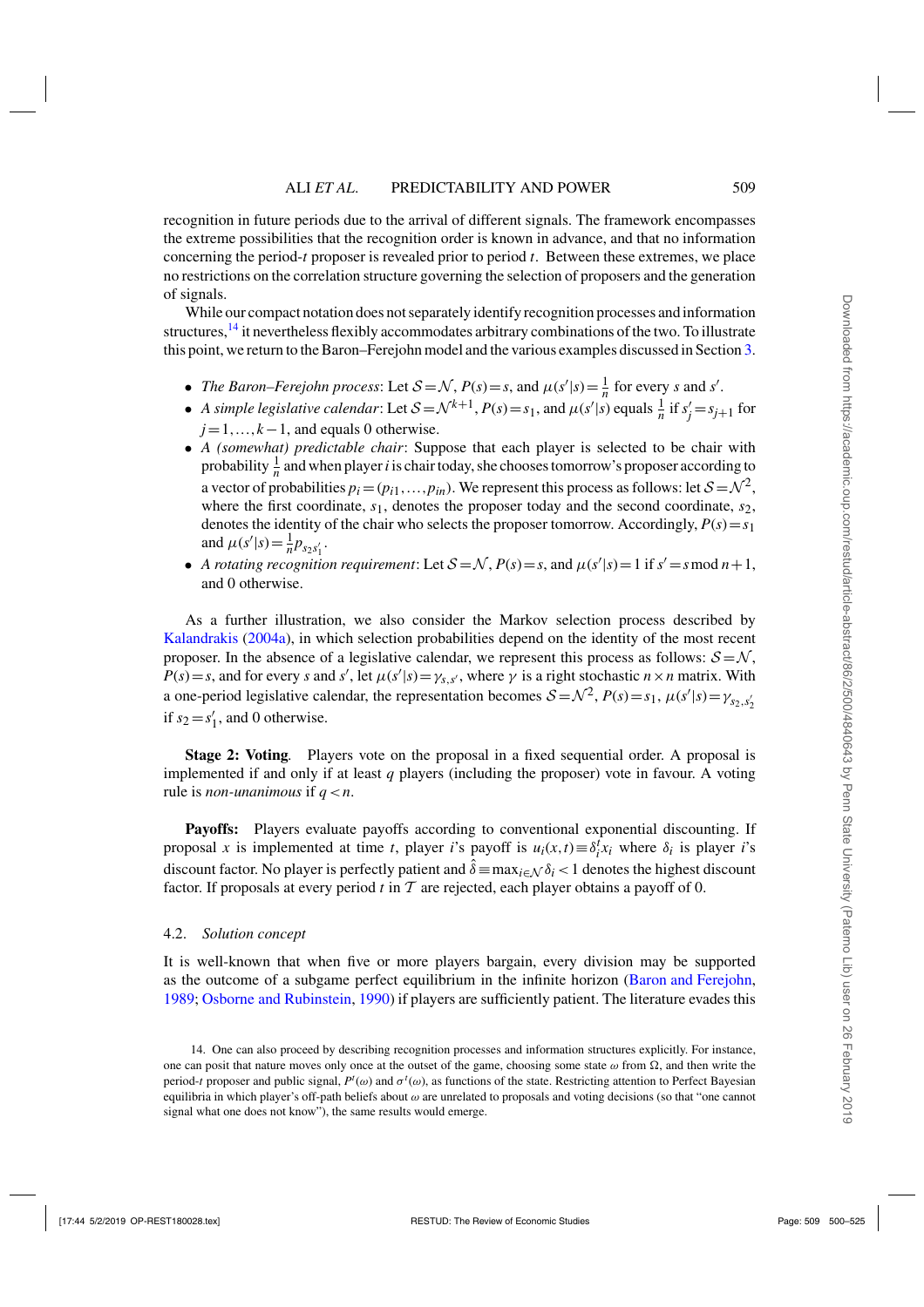recognition in future periods due to the arrival of different signals. The framework encompasses the extreme possibilities that the recognition order is known in advance, and that no information concerning the period-$t$ proposer is revealed prior to period $t$. Between these extremes, we place no restrictions on the correlation structure governing the selection of proposers and the generation of signals.

While our compact notation does not separately identify recognition processes and information structures,[14] it nevertheless flexibly accommodates arbitrary combinations of the two. To illustrate this point, we return to the Baron–Ferejohn model and the various examples discussed in Section 3.

- *The Baron–Ferejohn process*: Let $\mathcal{S}=\mathcal{N}$, $P(s)=s$, and $\mu(s'|s)=\frac{1}{n}$ for every $s$ and $s'$.
- *A simple legislative calendar*: Let $\mathcal{S}=\mathcal{N}^{k+1}$, $P(s)=s_1$, and $\mu(s'|s)$ equals $\frac{1}{n}$ if $s'_j=s_{j+1}$ for $j=1,\ldots,k-1$, and equals 0 otherwise.
- *A (somewhat) predictable chair*: Suppose that each player is selected to be chair with probability $\frac{1}{n}$ and when player $i$ is chair today, she chooses tomorrow's proposer according to a vector of probabilities $p_i=(p_{i1},\ldots,p_{in})$. We represent this process as follows: let $\mathcal{S}=\mathcal{N}^2$, where the first coordinate, $s_1$, denotes the proposer today and the second coordinate, $s_2$, denotes the identity of the chair who selects the proposer tomorrow. Accordingly, $P(s)=s_1$ and $\mu(s'|s)=\frac{1}{n}p_{s_2 s'_1}$.
- *A rotating recognition requirement*: Let $\mathcal{S}=\mathcal{N}$, $P(s)=s$, and $\mu(s'|s)=1$ if $s'=s \bmod n+1$, and 0 otherwise.

As a further illustration, we also consider the Markov selection process described by Kalandrakis (2004a), in which selection probabilities depend on the identity of the most recent proposer. In the absence of a legislative calendar, we represent this process as follows: $\mathcal{S}=\mathcal{N}$, $P(s)=s$, and for every $s$ and $s'$, let $\mu(s'|s)=\gamma_{s,s'}$, where $\gamma$ is a right stochastic $n\times n$ matrix. With a one-period legislative calendar, the representation becomes $\mathcal{S}=\mathcal{N}^2$, $P(s)=s_1$, $\mu(s'|s)=\gamma_{s_2,s'_2}$ if $s_2=s'_1$, and 0 otherwise.

**Stage 2: Voting**. Players vote on the proposal in a fixed sequential order. A proposal is implemented if and only if at least $q$ players (including the proposer) vote in favour. A voting rule is *non-unanimous* if $q<n$.

**Payoffs:** Players evaluate payoffs according to conventional exponential discounting. If proposal $x$ is implemented at time $t$, player $i$'s payoff is $u_i(x,t)\equiv\delta_i^t x_i$ where $\delta_i$ is player $i$'s discount factor. No player is perfectly patient and $\hat{\delta}\equiv\max_{i\in\mathcal{N}}\delta_i<1$ denotes the highest discount factor. If proposals at every period $t$ in $\mathcal{T}$ are rejected, each player obtains a payoff of 0.

### 4.2. *Solution concept*

It is well-known that when five or more players bargain, every division may be supported as the outcome of a subgame perfect equilibrium in the infinite horizon (Baron and Ferejohn, 1989; Osborne and Rubinstein, 1990) if players are sufficiently patient. The literature evades this

14. One can also proceed by describing recognition processes and information structures explicitly. For instance, one can posit that nature moves only once at the outset of the game, choosing some state $\omega$ from $\Omega$, and then write the period-$t$ proposer and public signal, $P^t(\omega)$ and $\sigma^t(\omega)$, as functions of the state. Restricting attention to Perfect Bayesian equilibria in which player's off-path beliefs about $\omega$ are unrelated to proposals and voting decisions (so that "one cannot signal what one does not know"), the same results would emerge.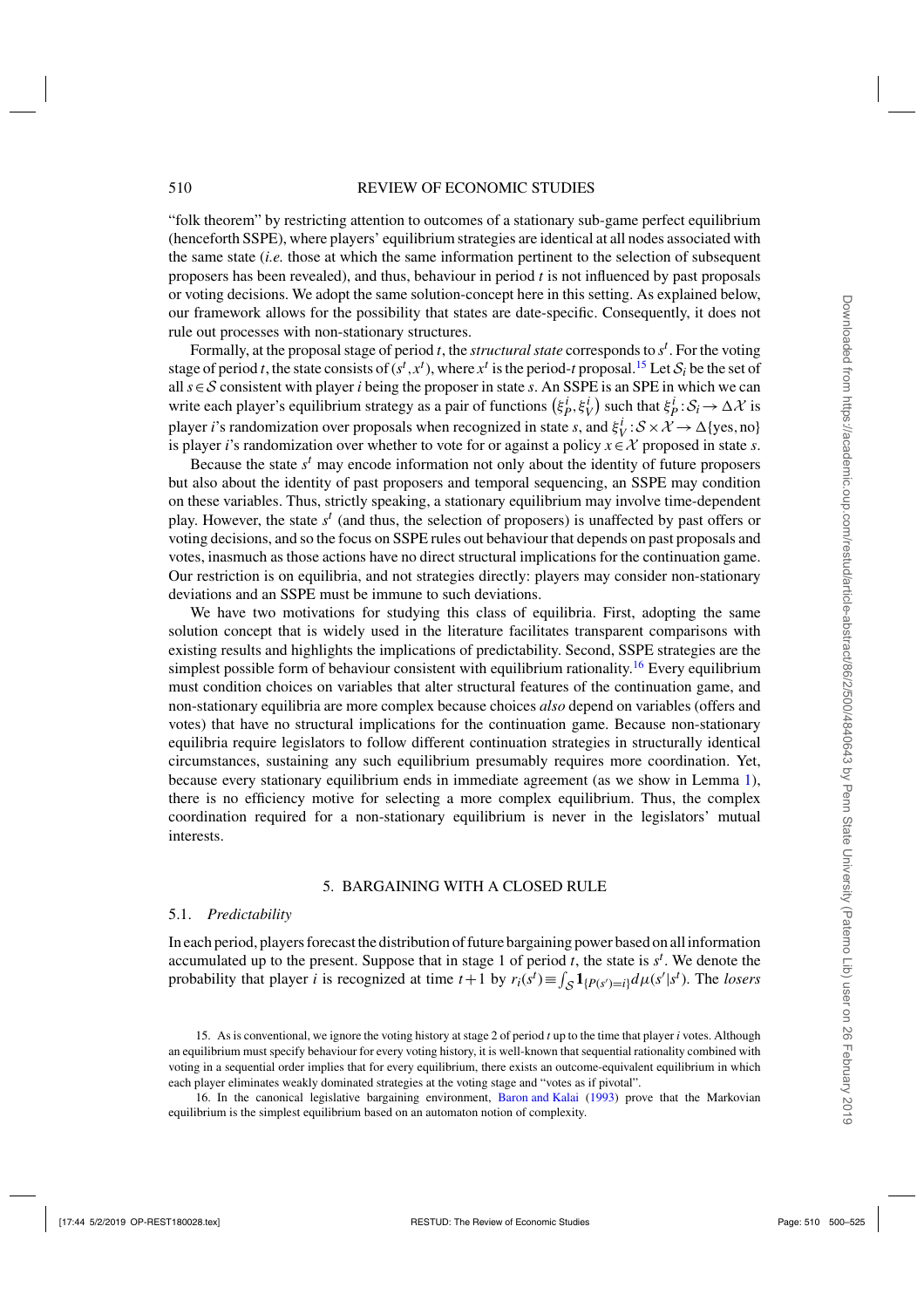"folk theorem" by restricting attention to outcomes of a stationary sub-game perfect equilibrium (henceforth SSPE), where players' equilibrium strategies are identical at all nodes associated with the same state (*i.e.* those at which the same information pertinent to the selection of subsequent proposers has been revealed), and thus, behaviour in period $t$ is not influenced by past proposals or voting decisions. We adopt the same solution-concept here in this setting. As explained below, our framework allows for the possibility that states are date-specific. Consequently, it does not rule out processes with non-stationary structures.

Formally, at the proposal stage of period $t$, the *structural state* corresponds to $s^t$. For the voting stage of period $t$, the state consists of $(s^t, x^t)$, where $x^t$ is the period-$t$ proposal.[15] Let $\mathcal{S}_i$ be the set of all $s \in \mathcal{S}$ consistent with player $i$ being the proposer in state $s$. An SSPE is an SPE in which we can write each player's equilibrium strategy as a pair of functions $(\xi_P^i, \xi_V^i)$ such that $\xi_P^i : \mathcal{S}_i \rightarrow \Delta\mathcal{X}$ is player $i$'s randomization over proposals when recognized in state $s$, and $\xi_V^i : \mathcal{S} \times \mathcal{X} \rightarrow \Delta\{\text{yes}, \text{no}\}$ is player $i$'s randomization over whether to vote for or against a policy $x \in \mathcal{X}$ proposed in state $s$.

Because the state $s^t$ may encode information not only about the identity of future proposers but also about the identity of past proposers and temporal sequencing, an SSPE may condition on these variables. Thus, strictly speaking, a stationary equilibrium may involve time-dependent play. However, the state $s^t$ (and thus, the selection of proposers) is unaffected by past offers or voting decisions, and so the focus on SSPE rules out behaviour that depends on past proposals and votes, inasmuch as those actions have no direct structural implications for the continuation game. Our restriction is on equilibria, and not strategies directly: players may consider non-stationary deviations and an SSPE must be immune to such deviations.

We have two motivations for studying this class of equilibria. First, adopting the same solution concept that is widely used in the literature facilitates transparent comparisons with existing results and highlights the implications of predictability. Second, SSPE strategies are the simplest possible form of behaviour consistent with equilibrium rationality.[16] Every equilibrium must condition choices on variables that alter structural features of the continuation game, and non-stationary equilibria are more complex because choices *also* depend on variables (offers and votes) that have no structural implications for the continuation game. Because non-stationary equilibria require legislators to follow different continuation strategies in structurally identical circumstances, sustaining any such equilibrium presumably requires more coordination. Yet, because every stationary equilibrium ends in immediate agreement (as we show in Lemma 1), there is no efficiency motive for selecting a more complex equilibrium. Thus, the complex coordination required for a non-stationary equilibrium is never in the legislators' mutual interests.

## 5. BARGAINING WITH A CLOSED RULE

### 5.1. *Predictability*

In each period, players forecast the distribution of future bargaining power based on all information accumulated up to the present. Suppose that in stage 1 of period $t$, the state is $s^t$. We denote the probability that player $i$ is recognized at time $t+1$ by $r_i(s^t) \equiv \int_{\mathcal{S}} \mathbf{1}_{\{P(s')=i\}} d\mu(s'|s^t)$. The *losers*

15. As is conventional, we ignore the voting history at stage 2 of period $t$ up to the time that player $i$ votes. Although an equilibrium must specify behaviour for every voting history, it is well-known that sequential rationality combined with voting in a sequential order implies that for every equilibrium, there exists an outcome-equivalent equilibrium in which each player eliminates weakly dominated strategies at the voting stage and "votes as if pivotal".

16. In the canonical legislative bargaining environment, Baron and Kalai (1993) prove that the Markovian equilibrium is the simplest equilibrium based on an automaton notion of complexity.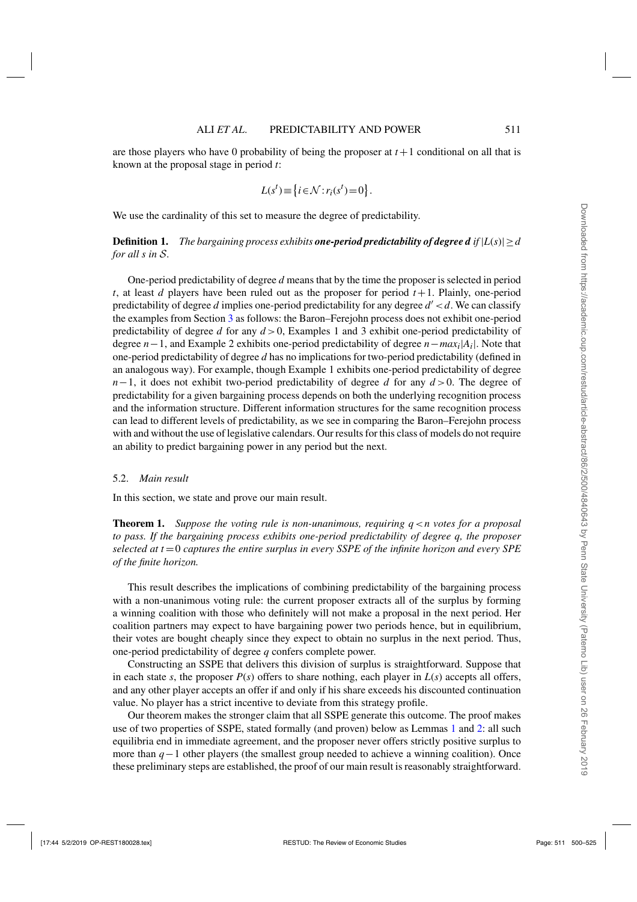are those players who have 0 probability of being the proposer at $t+1$ conditional on all that is known at the proposal stage in period $t$:

$$L(s^t) \equiv \{i \in \mathcal{N} : r_i(s^t) = 0\}.$$

We use the cardinality of this set to measure the degree of predictability.

**Definition 1.** *The bargaining process exhibits* ***one-period predictability of degree d*** *if $|L(s)| \geq d$ for all $s$ in $\mathcal{S}$.*

One-period predictability of degree $d$ means that by the time the proposer is selected in period $t$, at least $d$ players have been ruled out as the proposer for period $t+1$. Plainly, one-period predictability of degree $d$ implies one-period predictability for any degree $d' < d$. We can classify the examples from Section 3 as follows: the Baron–Ferejohn process does not exhibit one-period predictability of degree $d$ for any $d > 0$, Examples 1 and 3 exhibit one-period predictability of degree $n-1$, and Example 2 exhibits one-period predictability of degree $n - max_i|A_i|$. Note that one-period predictability of degree $d$ has no implications for two-period predictability (defined in an analogous way). For example, though Example 1 exhibits one-period predictability of degree $n-1$, it does not exhibit two-period predictability of degree $d$ for any $d > 0$. The degree of predictability for a given bargaining process depends on both the underlying recognition process and the information structure. Different information structures for the same recognition process can lead to different levels of predictability, as we see in comparing the Baron–Ferejohn process with and without the use of legislative calendars. Our results for this class of models do not require an ability to predict bargaining power in any period but the next.

### 5.2. *Main result*

In this section, we state and prove our main result.

**Theorem 1.** *Suppose the voting rule is non-unanimous, requiring $q < n$ votes for a proposal to pass. If the bargaining process exhibits one-period predictability of degree $q$, the proposer selected at $t = 0$ captures the entire surplus in every SSPE of the infinite horizon and every SPE of the finite horizon.*

This result describes the implications of combining predictability of the bargaining process with a non-unanimous voting rule: the current proposer extracts all of the surplus by forming a winning coalition with those who definitely will not make a proposal in the next period. Her coalition partners may expect to have bargaining power two periods hence, but in equilibrium, their votes are bought cheaply since they expect to obtain no surplus in the next period. Thus, one-period predictability of degree $q$ confers complete power.

Constructing an SSPE that delivers this division of surplus is straightforward. Suppose that in each state $s$, the proposer $P(s)$ offers to share nothing, each player in $L(s)$ accepts all offers, and any other player accepts an offer if and only if his share exceeds his discounted continuation value. No player has a strict incentive to deviate from this strategy profile.

Our theorem makes the stronger claim that all SSPE generate this outcome. The proof makes use of two properties of SSPE, stated formally (and proven) below as Lemmas 1 and 2: all such equilibria end in immediate agreement, and the proposer never offers strictly positive surplus to more than $q-1$ other players (the smallest group needed to achieve a winning coalition). Once these preliminary steps are established, the proof of our main result is reasonably straightforward.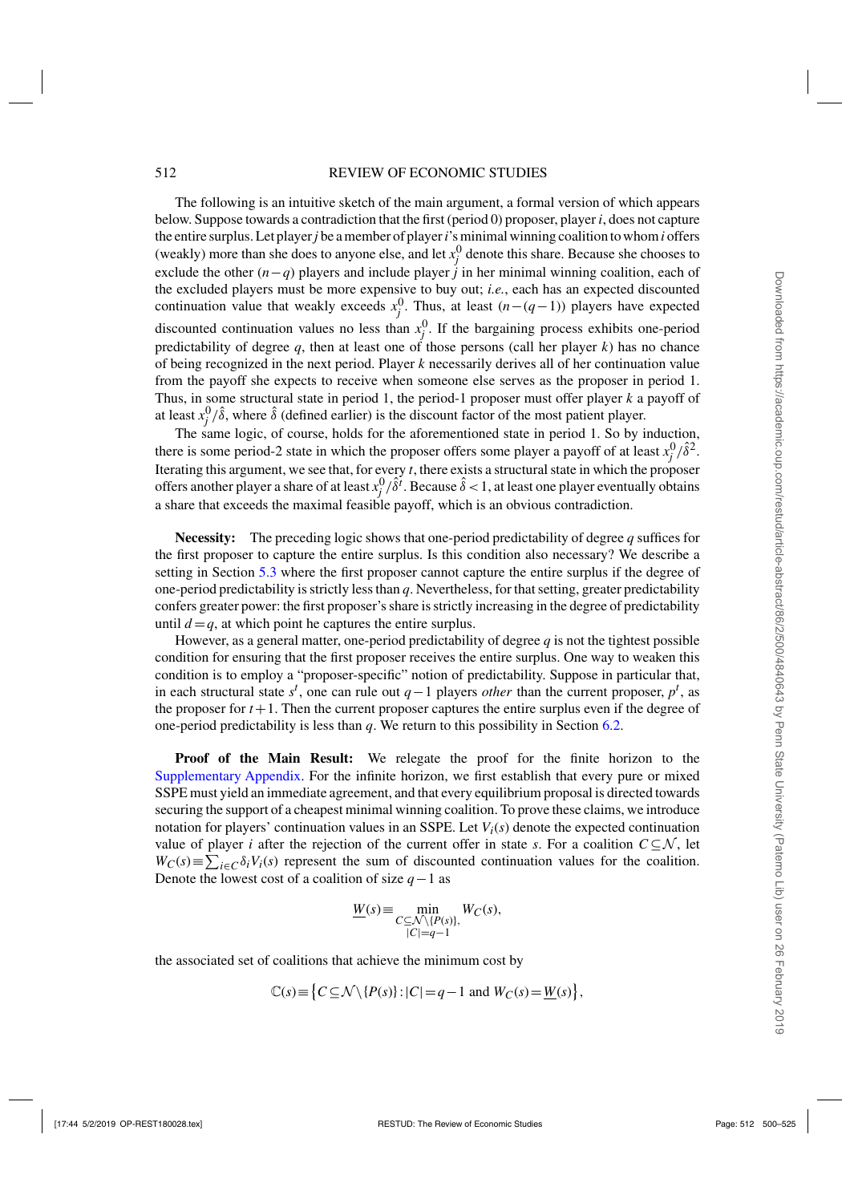The following is an intuitive sketch of the main argument, a formal version of which appears below. Suppose towards a contradiction that the first (period 0) proposer, player $i$, does not capture the entire surplus. Let player $j$ be a member of player $i$'s minimal winning coalition to whom $i$ offers (weakly) more than she does to anyone else, and let $x_j^0$ denote this share. Because she chooses to exclude the other $(n-q)$ players and include player $j$ in her minimal winning coalition, each of the excluded players must be more expensive to buy out; *i.e.*, each has an expected discounted continuation value that weakly exceeds $x_j^0$. Thus, at least $(n-(q-1))$ players have expected discounted continuation values no less than $x_j^0$. If the bargaining process exhibits one-period predictability of degree $q$, then at least one of those persons (call her player $k$) has no chance of being recognized in the next period. Player $k$ necessarily derives all of her continuation value from the payoff she expects to receive when someone else serves as the proposer in period 1. Thus, in some structural state in period 1, the period-1 proposer must offer player $k$ a payoff of at least $x_j^0/\hat{\delta}$, where $\hat{\delta}$ (defined earlier) is the discount factor of the most patient player.

The same logic, of course, holds for the aforementioned state in period 1. So by induction, there is some period-2 state in which the proposer offers some player a payoff of at least $x_j^0/\hat{\delta}^2$. Iterating this argument, we see that, for every $t$, there exists a structural state in which the proposer offers another player a share of at least $x_j^0/\hat{\delta}^t$. Because $\hat{\delta}<1$, at least one player eventually obtains a share that exceeds the maximal feasible payoff, which is an obvious contradiction.

**Necessity:** The preceding logic shows that one-period predictability of degree $q$ suffices for the first proposer to capture the entire surplus. Is this condition also necessary? We describe a setting in Section 5.3 where the first proposer cannot capture the entire surplus if the degree of one-period predictability is strictly less than $q$. Nevertheless, for that setting, greater predictability confers greater power: the first proposer's share is strictly increasing in the degree of predictability until $d=q$, at which point he captures the entire surplus.

However, as a general matter, one-period predictability of degree $q$ is not the tightest possible condition for ensuring that the first proposer receives the entire surplus. One way to weaken this condition is to employ a "proposer-specific" notion of predictability. Suppose in particular that, in each structural state $s^t$, one can rule out $q-1$ players *other* than the current proposer, $p^t$, as the proposer for $t+1$. Then the current proposer captures the entire surplus even if the degree of one-period predictability is less than $q$. We return to this possibility in Section 6.2.

**Proof of the Main Result:** We relegate the proof for the finite horizon to the Supplementary Appendix. For the infinite horizon, we first establish that every pure or mixed SSPE must yield an immediate agreement, and that every equilibrium proposal is directed towards securing the support of a cheapest minimal winning coalition. To prove these claims, we introduce notation for players' continuation values in an SSPE. Let $V_i(s)$ denote the expected continuation value of player $i$ after the rejection of the current offer in state $s$. For a coalition $C\subseteq\mathcal{N}$, let $W_C(s)\equiv\sum_{i\in C}\delta_i V_i(s)$ represent the sum of discounted continuation values for the coalition. Denote the lowest cost of a coalition of size $q-1$ as

$$\underline{W}(s)\equiv\min_{\substack{C\subseteq\mathcal{N}\setminus\{P(s)\},\\|C|=q-1}} W_C(s),$$

the associated set of coalitions that achieve the minimum cost by

$$\mathbb{C}(s)\equiv\left\{C\subseteq\mathcal{N}\setminus\{P(s)\}:|C|=q-1 \text{ and } W_C(s)=\underline{W}(s)\right\},$$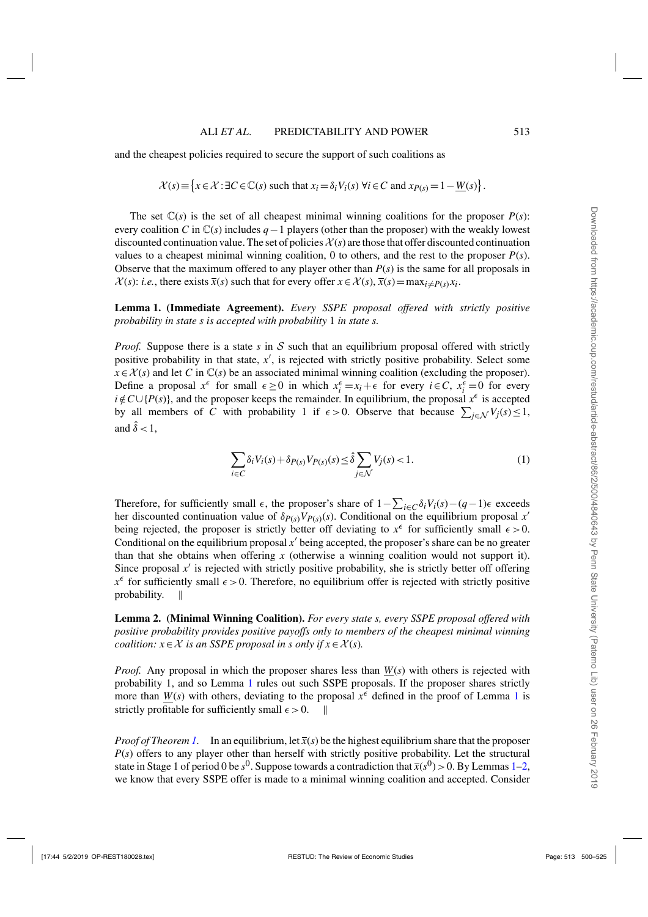and the cheapest policies required to secure the support of such coalitions as

$$\mathcal{X}(s) \equiv \left\{ x \in \mathcal{X} : \exists C \in \mathbb{C}(s) \text{ such that } x_i = \delta_i V_i(s) \; \forall i \in C \text{ and } x_{P(s)} = 1 - \underline{W}(s) \right\}.$$

The set $\mathbb{C}(s)$ is the set of all cheapest minimal winning coalitions for the proposer $P(s)$: every coalition $C$ in $\mathbb{C}(s)$ includes $q-1$ players (other than the proposer) with the weakly lowest discounted continuation value. The set of policies $\mathcal{X}(s)$ are those that offer discounted continuation values to a cheapest minimal winning coalition, 0 to others, and the rest to the proposer $P(s)$. Observe that the maximum offered to any player other than $P(s)$ is the same for all proposals in $\mathcal{X}(s)$: *i.e.*, there exists $\overline{x}(s)$ such that for every offer $x \in \mathcal{X}(s)$, $\overline{x}(s) = \max_{i \neq P(s)} x_i$.

**Lemma 1. (Immediate Agreement).** *Every SSPE proposal offered with strictly positive probability in state s is accepted with probability* 1 *in state s.*

*Proof.* Suppose there is a state $s$ in $\mathcal{S}$ such that an equilibrium proposal offered with strictly positive probability in that state, $x'$, is rejected with strictly positive probability. Select some $x \in \mathcal{X}(s)$ and let $C$ in $\mathbb{C}(s)$ be an associated minimal winning coalition (excluding the proposer). Define a proposal $x^\epsilon$ for small $\epsilon \geq 0$ in which $x_i^\epsilon = x_i + \epsilon$ for every $i \in C$, $x_i^\epsilon = 0$ for every $i \notin C \cup \{P(s)\}$, and the proposer keeps the remainder. In equilibrium, the proposal $x^\epsilon$ is accepted by all members of $C$ with probability 1 if $\epsilon > 0$. Observe that because $\sum_{j \in \mathcal{N}} V_j(s) \leq 1$, and $\hat{\delta} < 1$,

$$\sum_{i \in C} \delta_i V_i(s) + \delta_{P(s)} V_{P(s)}(s) \leq \hat{\delta} \sum_{j \in \mathcal{N}} V_j(s) < 1. \tag{1}$$

Therefore, for sufficiently small $\epsilon$, the proposer's share of $1 - \sum_{i \in C} \delta_i V_i(s) - (q-1)\epsilon$ exceeds her discounted continuation value of $\delta_{P(s)} V_{P(s)}(s)$. Conditional on the equilibrium proposal $x'$ being rejected, the proposer is strictly better off deviating to $x^\epsilon$ for sufficiently small $\epsilon > 0$. Conditional on the equilibrium proposal $x'$ being accepted, the proposer's share can be no greater than that she obtains when offering $x$ (otherwise a winning coalition would not support it). Since proposal $x'$ is rejected with strictly positive probability, she is strictly better off offering $x^\epsilon$ for sufficiently small $\epsilon > 0$. Therefore, no equilibrium offer is rejected with strictly positive probability. ‖

**Lemma 2. (Minimal Winning Coalition).** *For every state s, every SSPE proposal offered with positive probability provides positive payoffs only to members of the cheapest minimal winning coalition: $x \in \mathcal{X}$ is an SSPE proposal in s only if $x \in \mathcal{X}(s)$.*

*Proof.* Any proposal in which the proposer shares less than $\underline{W}(s)$ with others is rejected with probability 1, and so Lemma 1 rules out such SSPE proposals. If the proposer shares strictly more than $\underline{W}(s)$ with others, deviating to the proposal $x^\epsilon$ defined in the proof of Lemma 1 is strictly profitable for sufficiently small $\epsilon > 0$. ‖

*Proof of Theorem 1.* In an equilibrium, let $\overline{x}(s)$ be the highest equilibrium share that the proposer $P(s)$ offers to any player other than herself with strictly positive probability. Let the structural state in Stage 1 of period 0 be $s^0$. Suppose towards a contradiction that $\overline{x}(s^0) > 0$. By Lemmas 1–2, we know that every SSPE offer is made to a minimal winning coalition and accepted. Consider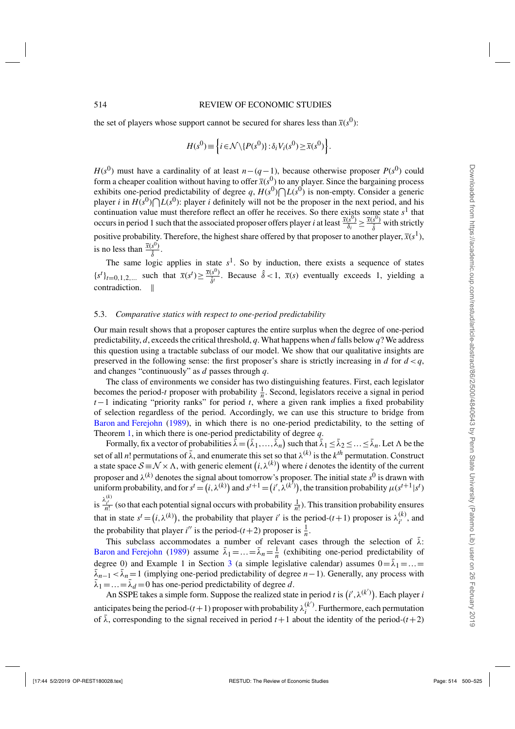the set of players whose support cannot be secured for shares less than $\bar{x}(s^0)$:

$$H(s^0) \equiv \left\{ i \in \mathcal{N} \setminus \{P(s^0)\} : \delta_i V_i(s^0) \geq \bar{x}(s^0) \right\}.$$

$H(s^0)$ must have a cardinality of at least $n-(q-1)$, because otherwise proposer $P(s^0)$ could form a cheaper coalition without having to offer $\bar{x}(s^0)$ to any player. Since the bargaining process exhibits one-period predictability of degree $q$, $H(s^0) \bigcap L(s^0)$ is non-empty. Consider a generic player $i$ in $H(s^0) \bigcap L(s^0)$: player $i$ definitely will not be the proposer in the next period, and his continuation value must therefore reflect an offer he receives. So there exists some state $s^1$ that occurs in period 1 such that the associated proposer offers player $i$ at least $\frac{\bar{x}(s^0)}{\delta_i} \geq \frac{\bar{x}(s^0)}{\hat{\delta}}$ with strictly positive probability. Therefore, the highest share offered by that proposer to another player, $\bar{x}(s^1)$, is no less than $\frac{\bar{x}(s^0)}{\hat{\delta}}$.

The same logic applies in state $s^1$. So by induction, there exists a sequence of states $\{s^t\}_{t=0,1,2,...}$ such that $\bar{x}(s^t) \geq \frac{\bar{x}(s^0)}{\hat{\delta}^t}$. Because $\hat{\delta} < 1$, $\bar{x}(s)$ eventually exceeds 1, yielding a contradiction. ‖

### 5.3. *Comparative statics with respect to one-period predictability*

Our main result shows that a proposer captures the entire surplus when the degree of one-period predictability, $d$, exceeds the critical threshold, $q$. What happens when $d$ falls below $q$? We address this question using a tractable subclass of our model. We show that our qualitative insights are preserved in the following sense: the first proposer's share is strictly increasing in $d$ for $d < q$, and changes "continuously" as $d$ passes through $q$.

The class of environments we consider has two distinguishing features. First, each legislator becomes the period-$t$ proposer with probability $\frac{1}{n}$. Second, legislators receive a signal in period $t-1$ indicating "priority ranks" for period $t$, where a given rank implies a fixed probability of selection regardless of the period. Accordingly, we can use this structure to bridge from Baron and Ferejohn (1989), in which there is no one-period predictability, to the setting of Theorem 1, in which there is one-period predictability of degree $q$.

Formally, fix a vector of probabilities $\bar{\lambda} = (\bar{\lambda}_1, \ldots, \bar{\lambda}_n)$ such that $\bar{\lambda}_1 \leq \bar{\lambda}_2 \leq \ldots \leq \bar{\lambda}_n$. Let $\Lambda$ be the set of all $n!$ permutations of $\bar{\lambda}$, and enumerate this set so that $\lambda^{(k)}$ is the $k^{th}$ permutation. Construct a state space $\mathcal{S} \equiv \mathcal{N} \times \Lambda$, with generic element $(i, \lambda^{(k)})$ where $i$ denotes the identity of the current proposer and $\lambda^{(k)}$ denotes the signal about tomorrow's proposer. The initial state $s^0$ is drawn with uniform probability, and for $s^t = (i, \lambda^{(k)})$ and $s^{t+1} = (i', \lambda^{(k')})$, the transition probability $\mu(s^{t+1}|s^t)$ is $\frac{\lambda_{i'}^{(k)}}{n!}$ (so that each potential signal occurs with probability $\frac{1}{n!}$). This transition probability ensures that in state $s^t = (i, \lambda^{(k)})$, the probability that player $i'$ is the period-$(t+1)$ proposer is $\lambda_{i'}^{(k)}$, and the probability that player $i''$ is the period-$(t+2)$ proposer is $\frac{1}{n}$.

This subclass accommodates a number of relevant cases through the selection of $\bar{\lambda}$: Baron and Ferejohn (1989) assume $\bar{\lambda}_1 = \ldots = \bar{\lambda}_n = \frac{1}{n}$ (exhibiting one-period predictability of degree 0) and Example 1 in Section 3 (a simple legislative calendar) assumes $0 = \bar{\lambda}_1 = \ldots = \bar{\lambda}_{n-1} < \bar{\lambda}_n = 1$ (implying one-period predictability of degree $n-1$). Generally, any process with $\bar{\lambda}_1 = \ldots = \bar{\lambda}_d = 0$ has one-period predictability of degree $d$.

An SSPE takes a simple form. Suppose the realized state in period $t$ is $(i', \lambda^{(k')})$. Each player $i$ anticipates being the period-$(t+1)$ proposer with probability $\lambda_i^{(k')}$. Furthermore, each permutation of $\bar{\lambda}$, corresponding to the signal received in period $t+1$ about the identity of the period-$(t+2)$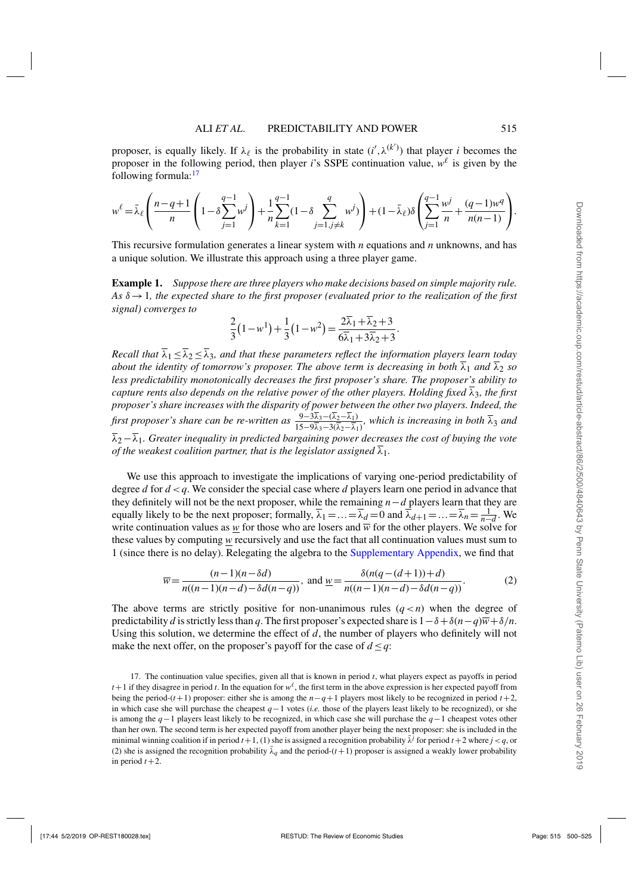proposer, is equally likely. If $\lambda_\ell$ is the probability in state $(i', \lambda^{(k')})$ that player $i$ becomes the proposer in the following period, then player $i$'s SSPE continuation value, $w^\ell$ is given by the following formula:[17]

$$w^\ell = \bar{\lambda}_\ell \left( \frac{n-q+1}{n} \left( 1 - \delta \sum_{j=1}^{q-1} w^j \right) + \frac{1}{n} \sum_{k=1}^{q-1} (1 - \delta \sum_{j=1, j \neq k}^{q} w^j) \right) + (1 - \bar{\lambda}_\ell) \delta \left( \sum_{j=1}^{q-1} \frac{w^j}{n} + \frac{(q-1) w^q}{n(n-1)} \right).$$

This recursive formulation generates a linear system with $n$ equations and $n$ unknowns, and has a unique solution. We illustrate this approach using a three player game.

**Example 1.** *Suppose there are three players who make decisions based on simple majority rule. As $\delta \to 1$, the expected share to the first proposer (evaluated prior to the realization of the first signal) converges to*

$$\frac{2}{3}(1 - w^1) + \frac{1}{3}(1 - w^2) = \frac{2\overline{\lambda}_1 + \overline{\lambda}_2 + 3}{6\overline{\lambda}_1 + 3\overline{\lambda}_2 + 3}.$$

*Recall that $\overline{\lambda}_1 \leq \overline{\lambda}_2 \leq \overline{\lambda}_3$, and that these parameters reflect the information players learn today about the identity of tomorrow's proposer. The above term is decreasing in both $\overline{\lambda}_1$ and $\overline{\lambda}_2$ so less predictability monotonically decreases the first proposer's share. The proposer's ability to capture rents also depends on the relative power of the other players. Holding fixed $\overline{\lambda}_3$, the first proposer's share increases with the disparity of power between the other two players. Indeed, the first proposer's share can be re-written as $\frac{9 - 3\overline{\lambda}_3 - (\overline{\lambda}_2 - \overline{\lambda}_1)}{15 - 9\overline{\lambda}_3 - 3(\overline{\lambda}_2 - \overline{\lambda}_1)}$, which is increasing in both $\overline{\lambda}_3$ and $\overline{\lambda}_2 - \overline{\lambda}_1$. Greater inequality in predicted bargaining power decreases the cost of buying the vote of the weakest coalition partner, that is the legislator assigned $\overline{\lambda}_1$.*

We use this approach to investigate the implications of varying one-period predictability of degree $d$ for $d < q$. We consider the special case where $d$ players learn one period in advance that they definitely will not be the next proposer, while the remaining $n-d$ players learn that they are equally likely to be the next proposer; formally, $\overline{\lambda}_1 = \ldots = \overline{\lambda}_d = 0$ and $\overline{\lambda}_{d+1} = \ldots = \overline{\lambda}_n = \frac{1}{n-d}$. We write continuation values as $\underline{w}$ for those who are losers and $\overline{w}$ for the other players. We solve for these values by computing $\underline{w}$ recursively and use the fact that all continuation values must sum to 1 (since there is no delay). Relegating the algebra to the Supplementary Appendix, we find that

$$\overline{w} = \frac{(n-1)(n-\delta d)}{n((n-1)(n-d) - \delta d(n-q))}, \text{ and } \underline{w} = \frac{\delta(n(q-(d+1)) + d)}{n((n-1)(n-d) - \delta d(n-q))}. \tag{2}$$

The above terms are strictly positive for non-unanimous rules ($q < n$) when the degree of predictability $d$ is strictly less than $q$. The first proposer's expected share is $1 - \delta + \delta(n-q)\overline{w} + \delta/n$. Using this solution, we determine the effect of $d$, the number of players who definitely will not make the next offer, on the proposer's payoff for the case of $d \leq q$:

17. The continuation value specifies, given all that is known in period $t$, what players expect as payoffs in period $t+1$ if they disagree in period $t$. In the equation for $w^\ell$, the first term in the above expression is her expected payoff from being the period-$(t+1)$ proposer: either she is among the $n-q+1$ players most likely to be recognized in period $t+2$, in which case she will purchase the cheapest $q-1$ votes (*i.e.* those of the players least likely to be recognized), or she is among the $q-1$ players least likely to be recognized, in which case she will purchase the $q-1$ cheapest votes other than her own. The second term is her expected payoff from another player being the next proposer: she is included in the minimal winning coalition if in period $t+1$, (1) she is assigned a recognition probability $\bar{\lambda}^j$ for period $t+2$ where $j < q$, or (2) she is assigned the recognition probability $\bar{\lambda}_q$ and the period-$(t+1)$ proposer is assigned a weakly lower probability in period $t+2$.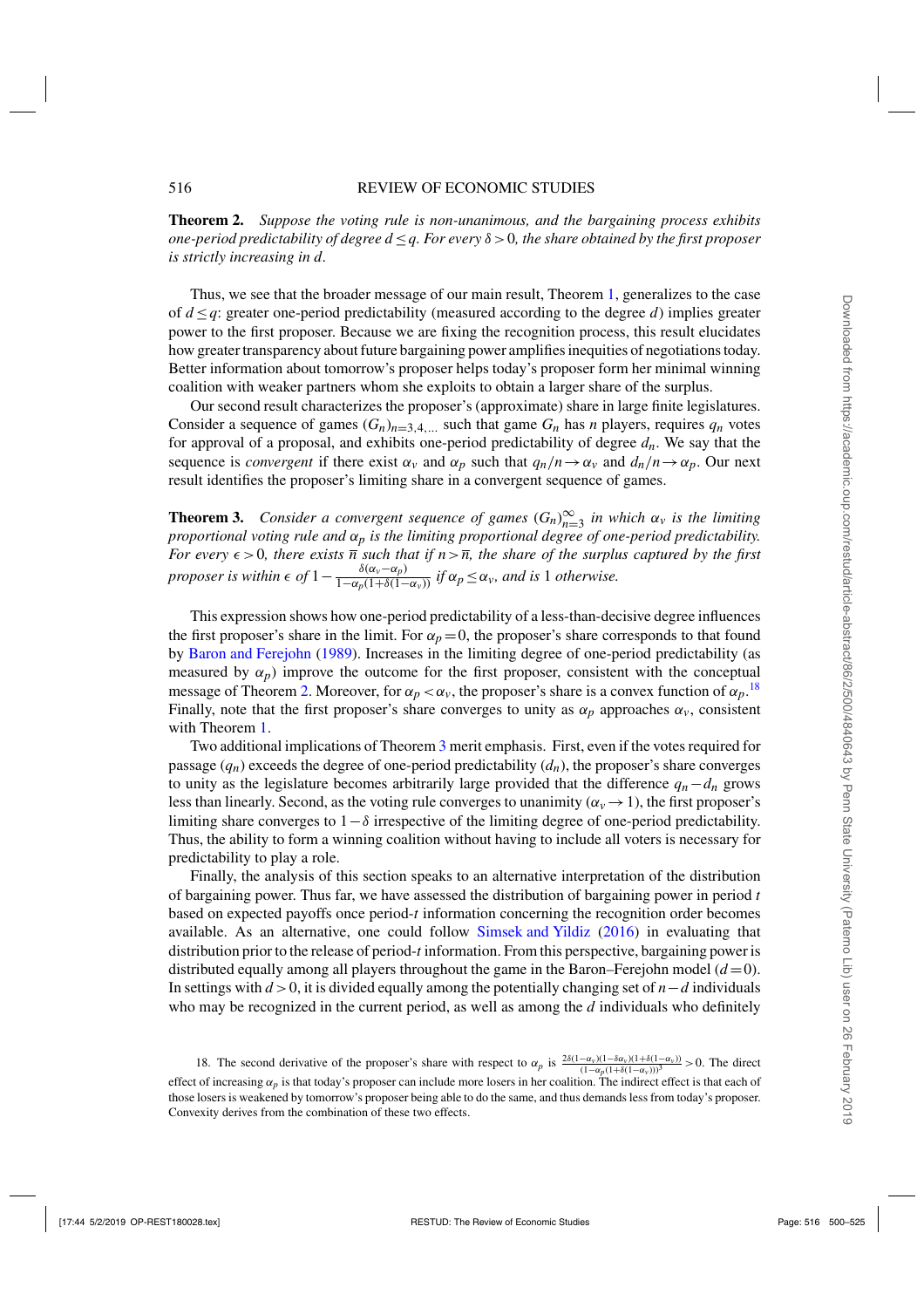**Theorem 2.** *Suppose the voting rule is non-unanimous, and the bargaining process exhibits one-period predictability of degree $d \leq q$. For every $\delta > 0$, the share obtained by the first proposer is strictly increasing in $d$.*

Thus, we see that the broader message of our main result, Theorem 1, generalizes to the case of $d \leq q$: greater one-period predictability (measured according to the degree $d$) implies greater power to the first proposer. Because we are fixing the recognition process, this result elucidates how greater transparency about future bargaining power amplifies inequities of negotiations today. Better information about tomorrow's proposer helps today's proposer form her minimal winning coalition with weaker partners whom she exploits to obtain a larger share of the surplus.

Our second result characterizes the proposer's (approximate) share in large finite legislatures. Consider a sequence of games $(G_n)_{n=3,4,...}$ such that game $G_n$ has $n$ players, requires $q_n$ votes for approval of a proposal, and exhibits one-period predictability of degree $d_n$. We say that the sequence is *convergent* if there exist $\alpha_v$ and $\alpha_p$ such that $q_n/n \to \alpha_v$ and $d_n/n \to \alpha_p$. Our next result identifies the proposer's limiting share in a convergent sequence of games.

**Theorem 3.** *Consider a convergent sequence of games $(G_n)_{n=3}^{\infty}$ in which $\alpha_v$ is the limiting proportional voting rule and $\alpha_p$ is the limiting proportional degree of one-period predictability. For every $\epsilon > 0$, there exists $\overline{n}$ such that if $n > \overline{n}$, the share of the surplus captured by the first proposer is within $\epsilon$ of $1 - \frac{\delta(\alpha_v - \alpha_p)}{1 - \alpha_p(1 + \delta(1 - \alpha_v))}$ if $\alpha_p \leq \alpha_v$, and is 1 otherwise.*

This expression shows how one-period predictability of a less-than-decisive degree influences the first proposer's share in the limit. For $\alpha_p = 0$, the proposer's share corresponds to that found by Baron and Ferejohn (1989). Increases in the limiting degree of one-period predictability (as measured by $\alpha_p$) improve the outcome for the first proposer, consistent with the conceptual message of Theorem 2. Moreover, for $\alpha_p < \alpha_v$, the proposer's share is a convex function of $\alpha_p$.[18] Finally, note that the first proposer's share converges to unity as $\alpha_p$ approaches $\alpha_v$, consistent with Theorem 1.

Two additional implications of Theorem 3 merit emphasis. First, even if the votes required for passage ($q_n$) exceeds the degree of one-period predictability ($d_n$), the proposer's share converges to unity as the legislature becomes arbitrarily large provided that the difference $q_n - d_n$ grows less than linearly. Second, as the voting rule converges to unanimity ($\alpha_v \to 1$), the first proposer's limiting share converges to $1 - \delta$ irrespective of the limiting degree of one-period predictability. Thus, the ability to form a winning coalition without having to include all voters is necessary for predictability to play a role.

Finally, the analysis of this section speaks to an alternative interpretation of the distribution of bargaining power. Thus far, we have assessed the distribution of bargaining power in period $t$ based on expected payoffs once period-$t$ information concerning the recognition order becomes available. As an alternative, one could follow Simsek and Yildiz (2016) in evaluating that distribution prior to the release of period-$t$ information. From this perspective, bargaining power is distributed equally among all players throughout the game in the Baron–Ferejohn model ($d = 0$). In settings with $d > 0$, it is divided equally among the potentially changing set of $n - d$ individuals who may be recognized in the current period, as well as among the $d$ individuals who definitely

18. The second derivative of the proposer's share with respect to $\alpha_p$ is $\frac{2\delta(1-\alpha_v)(1-\delta\alpha_v)(1+\delta(1-\alpha_v))}{(1-\alpha_p(1+\delta(1-\alpha_v)))^3} > 0$. The direct effect of increasing $\alpha_p$ is that today's proposer can include more losers in her coalition. The indirect effect is that each of those losers is weakened by tomorrow's proposer being able to do the same, and thus demands less from today's proposer. Convexity derives from the combination of these two effects.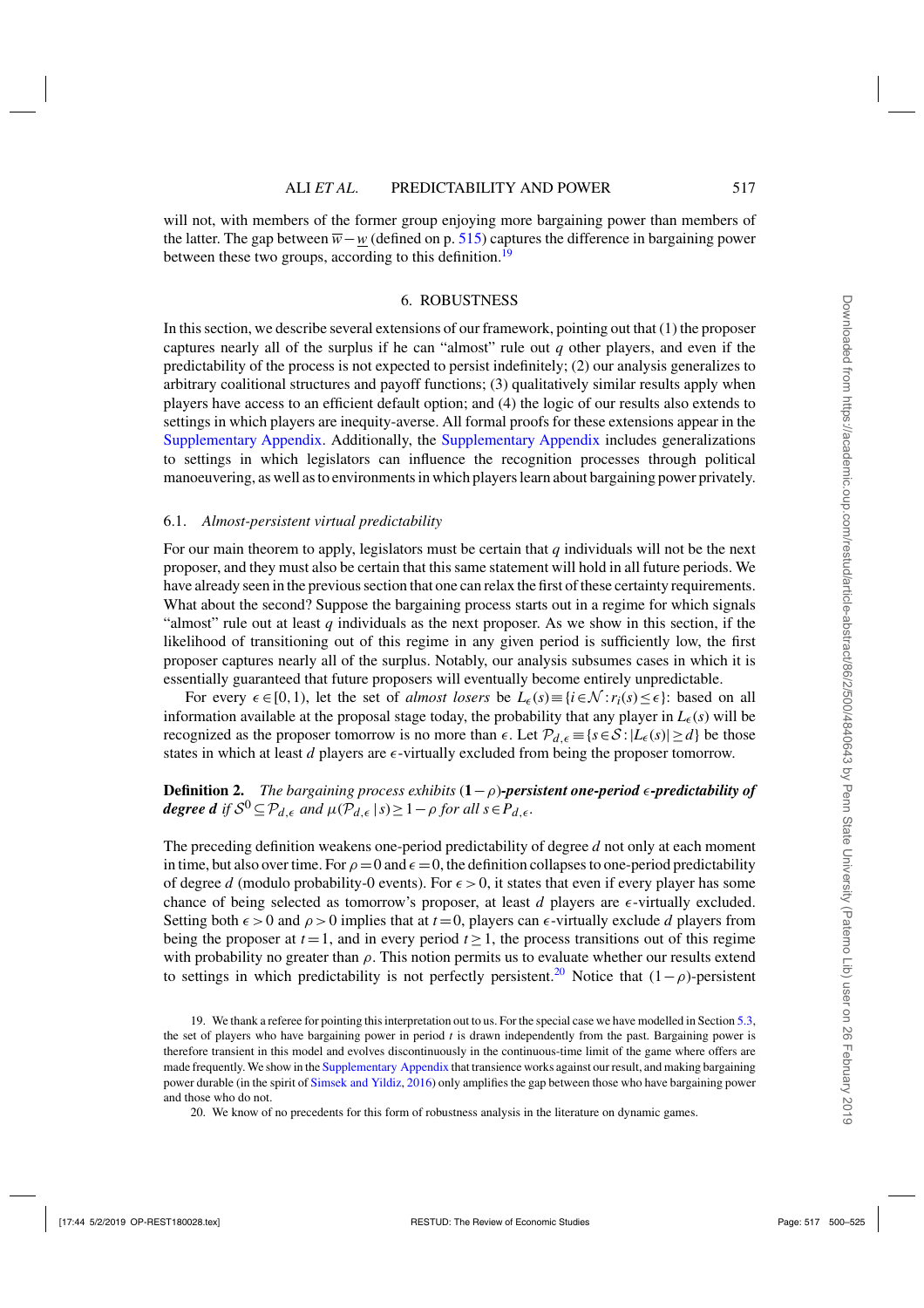will not, with members of the former group enjoying more bargaining power than members of the latter. The gap between $\overline{w}-\underline{w}$ (defined on p. 515) captures the difference in bargaining power between these two groups, according to this definition.[19]

## 6. ROBUSTNESS

In this section, we describe several extensions of our framework, pointing out that (1) the proposer captures nearly all of the surplus if he can "almost" rule out $q$ other players, and even if the predictability of the process is not expected to persist indefinitely; (2) our analysis generalizes to arbitrary coalitional structures and payoff functions; (3) qualitatively similar results apply when players have access to an efficient default option; and (4) the logic of our results also extends to settings in which players are inequity-averse. All formal proofs for these extensions appear in the Supplementary Appendix. Additionally, the Supplementary Appendix includes generalizations to settings in which legislators can influence the recognition processes through political manoeuvering, as well as to environments in which players learn about bargaining power privately.

### 6.1. *Almost-persistent virtual predictability*

For our main theorem to apply, legislators must be certain that $q$ individuals will not be the next proposer, and they must also be certain that this same statement will hold in all future periods. We have already seen in the previous section that one can relax the first of these certainty requirements. What about the second? Suppose the bargaining process starts out in a regime for which signals "almost" rule out at least $q$ individuals as the next proposer. As we show in this section, if the likelihood of transitioning out of this regime in any given period is sufficiently low, the first proposer captures nearly all of the surplus. Notably, our analysis subsumes cases in which it is essentially guaranteed that future proposers will eventually become entirely unpredictable.

For every $\epsilon \in [0,1)$, let the set of *almost losers* be $L_\epsilon(s) \equiv \{i \in \mathcal{N} : r_i(s) \leq \epsilon\}$: based on all information available at the proposal stage today, the probability that any player in $L_\epsilon(s)$ will be recognized as the proposer tomorrow is no more than $\epsilon$. Let $\mathcal{P}_{d,\epsilon} \equiv \{s \in \mathcal{S} : |L_\epsilon(s)| \geq d\}$ be those states in which at least $d$ players are $\epsilon$-virtually excluded from being the proposer tomorrow.

**Definition 2.** *The bargaining process exhibits* $(\mathbf{1}-\rho)$***-persistent one-period*** $\epsilon$***-predictability of degree d*** *if* $\mathcal{S}^0 \subseteq \mathcal{P}_{d,\epsilon}$ *and* $\mu(\mathcal{P}_{d,\epsilon} | s) \geq 1-\rho$ *for all* $s \in P_{d,\epsilon}$.

The preceding definition weakens one-period predictability of degree $d$ not only at each moment in time, but also over time. For $\rho = 0$ and $\epsilon = 0$, the definition collapses to one-period predictability of degree $d$ (modulo probability-0 events). For $\epsilon > 0$, it states that even if every player has some chance of being selected as tomorrow's proposer, at least $d$ players are $\epsilon$-virtually excluded. Setting both $\epsilon > 0$ and $\rho > 0$ implies that at $t = 0$, players can $\epsilon$-virtually exclude $d$ players from being the proposer at $t = 1$, and in every period $t \geq 1$, the process transitions out of this regime with probability no greater than $\rho$. This notion permits us to evaluate whether our results extend to settings in which predictability is not perfectly persistent.[20] Notice that $(1-\rho)$-persistent

---

19. We thank a referee for pointing this interpretation out to us. For the special case we have modelled in Section 5.3, the set of players who have bargaining power in period $t$ is drawn independently from the past. Bargaining power is therefore transient in this model and evolves discontinuously in the continuous-time limit of the game where offers are made frequently. We show in the Supplementary Appendix that transience works against our result, and making bargaining power durable (in the spirit of Simsek and Yildiz, 2016) only amplifies the gap between those who have bargaining power and those who do not.

20. We know of no precedents for this form of robustness analysis in the literature on dynamic games.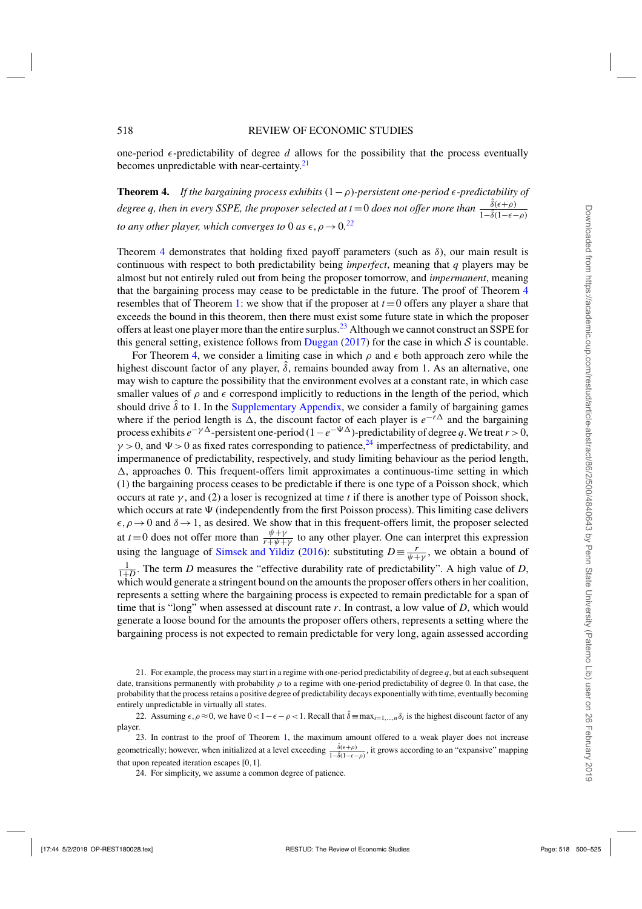one-period $\epsilon$-predictability of degree $d$ allows for the possibility that the process eventually becomes unpredictable with near-certainty.[21]

**Theorem 4.** *If the bargaining process exhibits* $(1-\rho)$*-persistent one-period* $\epsilon$*-predictability of degree* $q$*, then in every SSPE, the proposer selected at* $t=0$ *does not offer more than* $\frac{\hat{\delta}(\epsilon+\rho)}{1-\hat{\delta}(1-\epsilon-\rho)}$ *to any other player, which converges to* 0 *as* $\epsilon,\rho\to 0$.[22]

Theorem 4 demonstrates that holding fixed payoff parameters (such as $\delta$), our main result is continuous with respect to both predictability being *imperfect*, meaning that $q$ players may be almost but not entirely ruled out from being the proposer tomorrow, and *impermanent*, meaning that the bargaining process may cease to be predictable in the future. The proof of Theorem 4 resembles that of Theorem 1: we show that if the proposer at $t=0$ offers any player a share that exceeds the bound in this theorem, then there must exist some future state in which the proposer offers at least one player more than the entire surplus.[23] Although we cannot construct an SSPE for this general setting, existence follows from Duggan (2017) for the case in which $\mathcal{S}$ is countable.

For Theorem 4, we consider a limiting case in which $\rho$ and $\epsilon$ both approach zero while the highest discount factor of any player, $\hat{\delta}$, remains bounded away from 1. As an alternative, one may wish to capture the possibility that the environment evolves at a constant rate, in which case smaller values of $\rho$ and $\epsilon$ correspond implicitly to reductions in the length of the period, which should drive $\hat{\delta}$ to 1. In the Supplementary Appendix, we consider a family of bargaining games where if the period length is $\Delta$, the discount factor of each player is $e^{-r\Delta}$ and the bargaining process exhibits $e^{-\gamma\Delta}$-persistent one-period $(1-e^{-\Psi\Delta})$-predictability of degree $q$. We treat $r>0$, $\gamma>0$, and $\Psi>0$ as fixed rates corresponding to patience,[24] imperfectness of predictability, and impermanence of predictability, respectively, and study limiting behaviour as the period length, $\Delta$, approaches 0. This frequent-offers limit approximates a continuous-time setting in which (1) the bargaining process ceases to be predictable if there is one type of a Poisson shock, which occurs at rate $\gamma$, and (2) a loser is recognized at time $t$ if there is another type of Poisson shock, which occurs at rate $\Psi$ (independently from the first Poisson process). This limiting case delivers $\epsilon,\rho\to 0$ and $\delta\to 1$, as desired. We show that in this frequent-offers limit, the proposer selected at $t=0$ does not offer more than $\frac{\psi+\gamma}{r+\psi+\gamma}$ to any other player. One can interpret this expression using the language of Simsek and Yildiz (2016): substituting $D\equiv\frac{r}{\psi+\gamma}$, we obtain a bound of $\frac{1}{1+D}$. The term $D$ measures the "effective durability rate of predictability". A high value of $D$, which would generate a stringent bound on the amounts the proposer offers others in her coalition, represents a setting where the bargaining process is expected to remain predictable for a span of time that is "long" when assessed at discount rate $r$. In contrast, a low value of $D$, which would generate a loose bound for the amounts the proposer offers others, represents a setting where the bargaining process is not expected to remain predictable for very long, again assessed according

21. For example, the process may start in a regime with one-period predictability of degree $q$, but at each subsequent date, transitions permanently with probability $\rho$ to a regime with one-period predictability of degree 0. In that case, the probability that the process retains a positive degree of predictability decays exponentially with time, eventually becoming entirely unpredictable in virtually all states.

22. Assuming $\epsilon,\rho\approx 0$, we have $0<1-\epsilon-\rho<1$. Recall that $\hat{\delta}\equiv\max_{i=1,\dots,n}\delta_i$ is the highest discount factor of any player.

23. In contrast to the proof of Theorem 1, the maximum amount offered to a weak player does not increase geometrically; however, when initialized at a level exceeding $\frac{\hat{\delta}(\epsilon+\rho)}{1-\hat{\delta}(1-\epsilon-\rho)}$, it grows according to an "expansive" mapping that upon repeated iteration escapes $[0,1]$.

24. For simplicity, we assume a common degree of patience.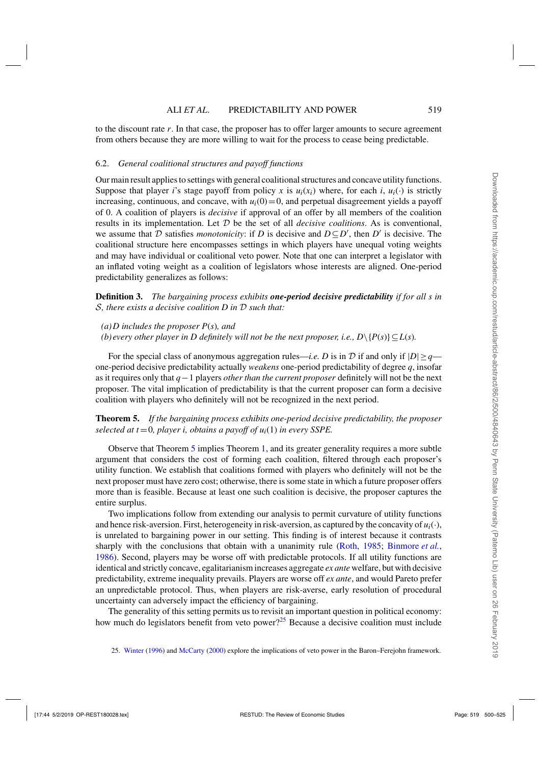to the discount rate $r$. In that case, the proposer has to offer larger amounts to secure agreement from others because they are more willing to wait for the process to cease being predictable.

### 6.2. *General coalitional structures and payoff functions*

Our main result applies to settings with general coalitional structures and concave utility functions. Suppose that player $i$'s stage payoff from policy $x$ is $u_i(x_i)$ where, for each $i$, $u_i(\cdot)$ is strictly increasing, continuous, and concave, with $u_i(0)=0$, and perpetual disagreement yields a payoff of 0. A coalition of players is *decisive* if approval of an offer by all members of the coalition results in its implementation. Let $\mathcal{D}$ be the set of all *decisive coalitions*. As is conventional, we assume that $\mathcal{D}$ satisfies *monotonicity*: if $D$ is decisive and $D \subseteq D'$, then $D'$ is decisive. The coalitional structure here encompasses settings in which players have unequal voting weights and may have individual or coalitional veto power. Note that one can interpret a legislator with an inflated voting weight as a coalition of legislators whose interests are aligned. One-period predictability generalizes as follows:

**Definition 3.** *The bargaining process exhibits* ***one-period decisive predictability*** *if for all $s$ in $\mathcal{S}$, there exists a decisive coalition $D$ in $\mathcal{D}$ such that:*

*(a) $D$ includes the proposer $P(s)$, and*
*(b) every other player in $D$ definitely will not be the next proposer, i.e., $D \setminus \{P(s)\} \subseteq L(s)$.*

For the special class of anonymous aggregation rules—*i.e.* $D$ is in $\mathcal{D}$ if and only if $|D| \geq q$—one-period decisive predictability actually *weakens* one-period predictability of degree $q$, insofar as it requires only that $q-1$ players *other than the current proposer* definitely will not be the next proposer. The vital implication of predictability is that the current proposer can form a decisive coalition with players who definitely will not be recognized in the next period.

**Theorem 5.** *If the bargaining process exhibits one-period decisive predictability, the proposer selected at $t=0$, player $i$, obtains a payoff of $u_i(1)$ in every SSPE.*

Observe that Theorem 5 implies Theorem 1, and its greater generality requires a more subtle argument that considers the cost of forming each coalition, filtered through each proposer's utility function. We establish that coalitions formed with players who definitely will not be the next proposer must have zero cost; otherwise, there is some state in which a future proposer offers more than is feasible. Because at least one such coalition is decisive, the proposer captures the entire surplus.

Two implications follow from extending our analysis to permit curvature of utility functions and hence risk-aversion. First, heterogeneity in risk-aversion, as captured by the concavity of $u_i(\cdot)$, is unrelated to bargaining power in our setting. This finding is of interest because it contrasts sharply with the conclusions that obtain with a unanimity rule (Roth, 1985; Binmore *et al.*, 1986). Second, players may be worse off with predictable protocols. If all utility functions are identical and strictly concave, egalitarianism increases aggregate *ex ante* welfare, but with decisive predictability, extreme inequality prevails. Players are worse off *ex ante*, and would Pareto prefer an unpredictable protocol. Thus, when players are risk-averse, early resolution of procedural uncertainty can adversely impact the efficiency of bargaining.

The generality of this setting permits us to revisit an important question in political economy: how much do legislators benefit from veto power?[25] Because a decisive coalition must include

25. Winter (1996) and McCarty (2000) explore the implications of veto power in the Baron–Ferejohn framework.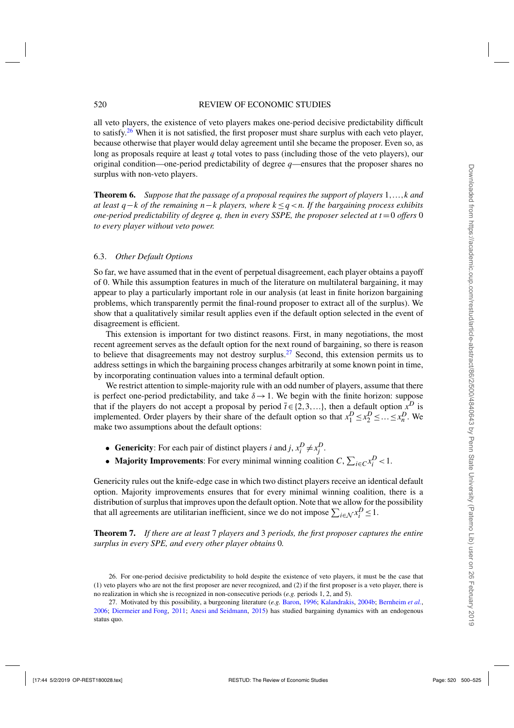all veto players, the existence of veto players makes one-period decisive predictability difficult to satisfy.[26] When it is not satisfied, the first proposer must share surplus with each veto player, because otherwise that player would delay agreement until she became the proposer. Even so, as long as proposals require at least $q$ total votes to pass (including those of the veto players), our original condition—one-period predictability of degree $q$—ensures that the proposer shares no surplus with non-veto players.

**Theorem 6.** *Suppose that the passage of a proposal requires the support of players* $1,\ldots,k$ *and at least* $q-k$ *of the remaining* $n-k$ *players, where* $k\leq q<n$. *If the bargaining process exhibits one-period predictability of degree* $q$, *then in every SSPE, the proposer selected at* $t=0$ *offers* $0$ *to every player without veto power.*

### 6.3. *Other Default Options*

So far, we have assumed that in the event of perpetual disagreement, each player obtains a payoff of 0. While this assumption features in much of the literature on multilateral bargaining, it may appear to play a particularly important role in our analysis (at least in finite horizon bargaining problems, which transparently permit the final-round proposer to extract all of the surplus). We show that a qualitatively similar result applies even if the default option selected in the event of disagreement is efficient.

This extension is important for two distinct reasons. First, in many negotiations, the most recent agreement serves as the default option for the next round of bargaining, so there is reason to believe that disagreements may not destroy surplus.[27] Second, this extension permits us to address settings in which the bargaining process changes arbitrarily at some known point in time, by incorporating continuation values into a terminal default option.

We restrict attention to simple-majority rule with an odd number of players, assume that there is perfect one-period predictability, and take $\delta\to 1$. We begin with the finite horizon: suppose that if the players do not accept a proposal by period $\bar{t}\in\{2,3,\ldots\}$, then a default option $x^D$ is implemented. Order players by their share of the default option so that $x_1^D\leq x_2^D\leq\ldots\leq x_n^D$. We make two assumptions about the default options:

- **Genericity**: For each pair of distinct players $i$ and $j$, $x_i^D\neq x_j^D$.
- **Majority Improvements**: For every minimal winning coalition $C$, $\sum_{i\in C}x_i^D<1$.

Genericity rules out the knife-edge case in which two distinct players receive an identical default option. Majority improvements ensures that for every minimal winning coalition, there is a distribution of surplus that improves upon the default option. Note that we allow for the possibility that all agreements are utilitarian inefficient, since we do not impose $\sum_{i\in\mathcal{N}}x_i^D\leq 1$.

**Theorem 7.** *If there are at least* 7 *players and* 3 *periods, the first proposer captures the entire surplus in every SPE, and every other player obtains* 0.

26. For one-period decisive predictability to hold despite the existence of veto players, it must be the case that (1) veto players who are not the first proposer are never recognized, and (2) if the first proposer is a veto player, there is no realization in which she is recognized in non-consecutive periods (*e.g.* periods 1, 2, and 5).

27. Motivated by this possibility, a burgeoning literature (*e.g.* Baron, 1996; Kalandrakis, 2004b; Bernheim *et al.*, 2006; Diermeier and Fong, 2011; Anesi and Seidmann, 2015) has studied bargaining dynamics with an endogenous status quo.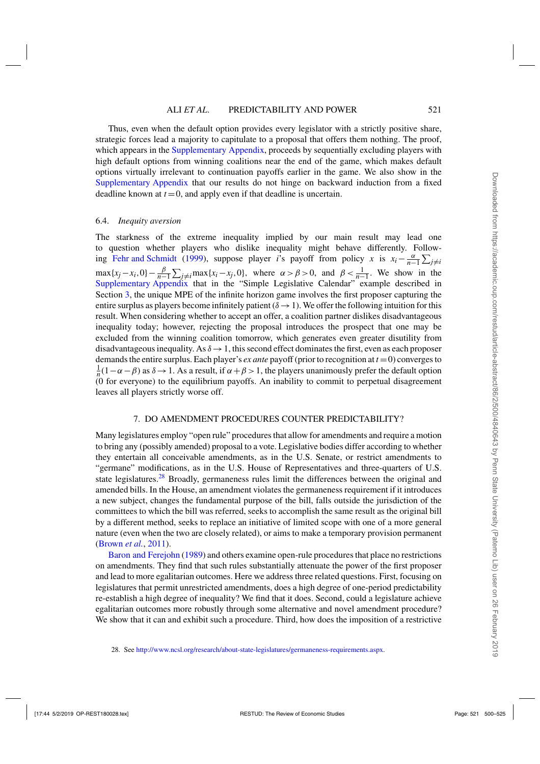Thus, even when the default option provides every legislator with a strictly positive share, strategic forces lead a majority to capitulate to a proposal that offers them nothing. The proof, which appears in the Supplementary Appendix, proceeds by sequentially excluding players with high default options from winning coalitions near the end of the game, which makes default options virtually irrelevant to continuation payoffs earlier in the game. We also show in the Supplementary Appendix that our results do not hinge on backward induction from a fixed deadline known at $t=0$, and apply even if that deadline is uncertain.

### 6.4. *Inequity aversion*

The starkness of the extreme inequality implied by our main result may lead one to question whether players who dislike inequality might behave differently. Following Fehr and Schmidt (1999), suppose player $i$'s payoff from policy $x$ is $x_i - \frac{\alpha}{n-1}\sum_{j\neq i}\max\{x_j - x_i, 0\} - \frac{\beta}{n-1}\sum_{j\neq i}\max\{x_i - x_j, 0\}$, where $\alpha > \beta > 0$, and $\beta < \frac{1}{n-1}$. We show in the Supplementary Appendix that in the "Simple Legislative Calendar" example described in Section 3, the unique MPE of the infinite horizon game involves the first proposer capturing the entire surplus as players become infinitely patient ($\delta \to 1$). We offer the following intuition for this result. When considering whether to accept an offer, a coalition partner dislikes disadvantageous inequality today; however, rejecting the proposal introduces the prospect that one may be excluded from the winning coalition tomorrow, which generates even greater disutility from disadvantageous inequality. As $\delta \to 1$, this second effect dominates the first, even as each proposer demands the entire surplus. Each player's *ex ante* payoff (prior to recognition at $t=0$) converges to $\frac{1}{n}(1-\alpha-\beta)$ as $\delta \to 1$. As a result, if $\alpha+\beta > 1$, the players unanimously prefer the default option (0 for everyone) to the equilibrium payoffs. An inability to commit to perpetual disagreement leaves all players strictly worse off.

## 7. DO AMENDMENT PROCEDURES COUNTER PREDICTABILITY?

Many legislatures employ "open rule" procedures that allow for amendments and require a motion to bring any (possibly amended) proposal to a vote. Legislative bodies differ according to whether they entertain all conceivable amendments, as in the U.S. Senate, or restrict amendments to "germane" modifications, as in the U.S. House of Representatives and three-quarters of U.S. state legislatures.[28] Broadly, germaneness rules limit the differences between the original and amended bills. In the House, an amendment violates the germaneness requirement if it introduces a new subject, changes the fundamental purpose of the bill, falls outside the jurisdiction of the committees to which the bill was referred, seeks to accomplish the same result as the original bill by a different method, seeks to replace an initiative of limited scope with one of a more general nature (even when the two are closely related), or aims to make a temporary provision permanent (Brown *et al.*, 2011).

Baron and Ferejohn (1989) and others examine open-rule procedures that place no restrictions on amendments. They find that such rules substantially attenuate the power of the first proposer and lead to more egalitarian outcomes. Here we address three related questions. First, focusing on legislatures that permit unrestricted amendments, does a high degree of one-period predictability re-establish a high degree of inequality? We find that it does. Second, could a legislature achieve egalitarian outcomes more robustly through some alternative and novel amendment procedure? We show that it can and exhibit such a procedure. Third, how does the imposition of a restrictive

28. See http://www.ncsl.org/research/about-state-legislatures/germaneness-requirements.aspx.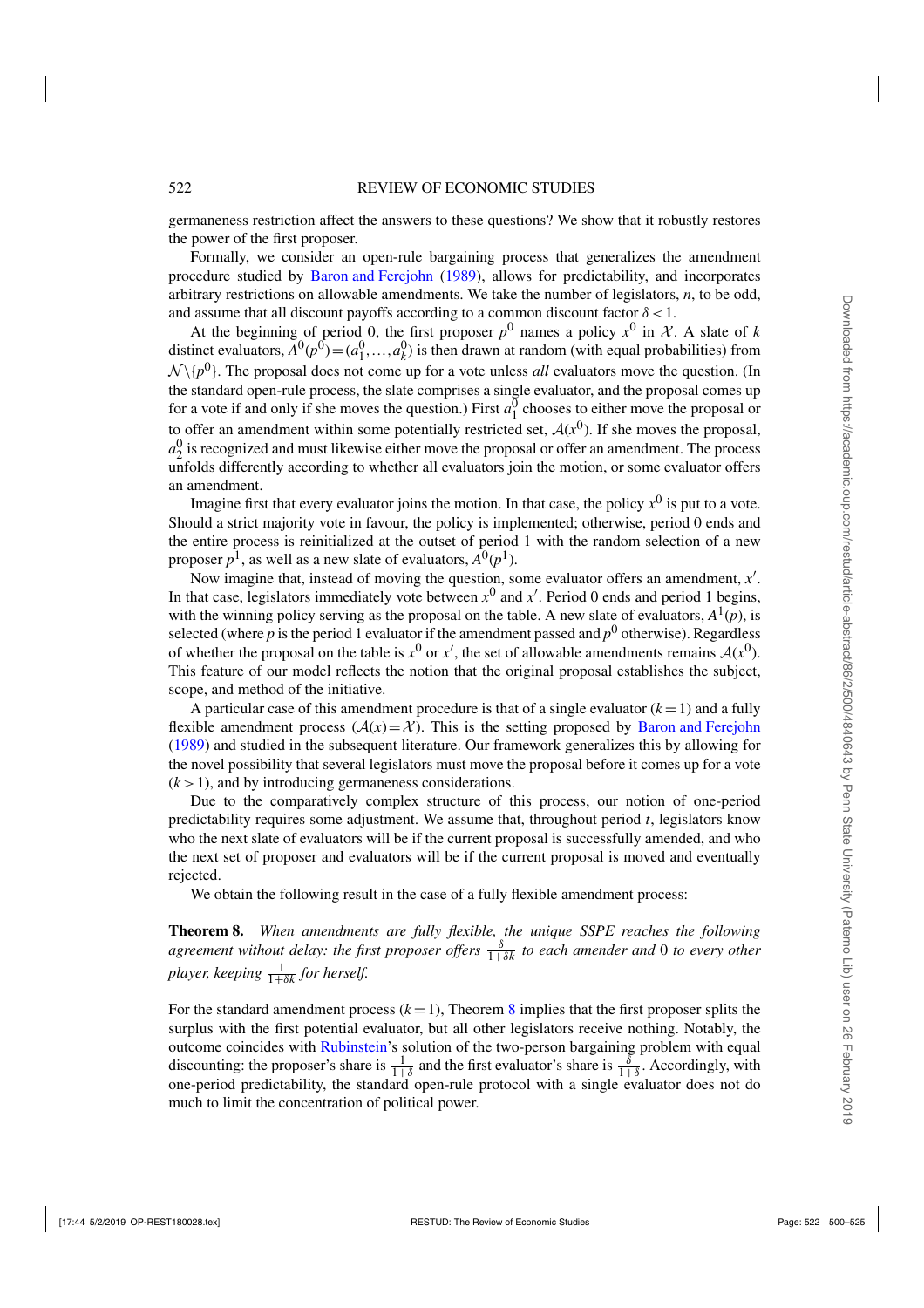germaneness restriction affect the answers to these questions? We show that it robustly restores the power of the first proposer.

Formally, we consider an open-rule bargaining process that generalizes the amendment procedure studied by Baron and Ferejohn (1989), allows for predictability, and incorporates arbitrary restrictions on allowable amendments. We take the number of legislators, $n$, to be odd, and assume that all discount payoffs according to a common discount factor $\delta < 1$.

At the beginning of period 0, the first proposer $p^0$ names a policy $x^0$ in $\mathcal{X}$. A slate of $k$ distinct evaluators, $A^0(p^0) = (a_1^0, \ldots, a_k^0)$ is then drawn at random (with equal probabilities) from $\mathcal{N} \setminus \{p^0\}$. The proposal does not come up for a vote unless *all* evaluators move the question. (In the standard open-rule process, the slate comprises a single evaluator, and the proposal comes up for a vote if and only if she moves the question.) First $a_1^0$ chooses to either move the proposal or to offer an amendment within some potentially restricted set, $\mathcal{A}(x^0)$. If she moves the proposal, $a_2^0$ is recognized and must likewise either move the proposal or offer an amendment. The process unfolds differently according to whether all evaluators join the motion, or some evaluator offers an amendment.

Imagine first that every evaluator joins the motion. In that case, the policy $x^0$ is put to a vote. Should a strict majority vote in favour, the policy is implemented; otherwise, period 0 ends and the entire process is reinitialized at the outset of period 1 with the random selection of a new proposer $p^1$, as well as a new slate of evaluators, $A^0(p^1)$.

Now imagine that, instead of moving the question, some evaluator offers an amendment, $x'$. In that case, legislators immediately vote between $x^0$ and $x'$. Period 0 ends and period 1 begins, with the winning policy serving as the proposal on the table. A new slate of evaluators, $A^1(p)$, is selected (where $p$ is the period 1 evaluator if the amendment passed and $p^0$ otherwise). Regardless of whether the proposal on the table is $x^0$ or $x'$, the set of allowable amendments remains $\mathcal{A}(x^0)$. This feature of our model reflects the notion that the original proposal establishes the subject, scope, and method of the initiative.

A particular case of this amendment procedure is that of a single evaluator ($k=1$) and a fully flexible amendment process ($\mathcal{A}(x) = \mathcal{X}$). This is the setting proposed by Baron and Ferejohn (1989) and studied in the subsequent literature. Our framework generalizes this by allowing for the novel possibility that several legislators must move the proposal before it comes up for a vote ($k > 1$), and by introducing germaneness considerations.

Due to the comparatively complex structure of this process, our notion of one-period predictability requires some adjustment. We assume that, throughout period $t$, legislators know who the next slate of evaluators will be if the current proposal is successfully amended, and who the next set of proposer and evaluators will be if the current proposal is moved and eventually rejected.

We obtain the following result in the case of a fully flexible amendment process:

**Theorem 8.** *When amendments are fully flexible, the unique SSPE reaches the following agreement without delay: the first proposer offers $\frac{\delta}{1+\delta k}$ to each amender and 0 to every other player, keeping $\frac{1}{1+\delta k}$ for herself.*

For the standard amendment process ($k=1$), Theorem 8 implies that the first proposer splits the surplus with the first potential evaluator, but all other legislators receive nothing. Notably, the outcome coincides with Rubinstein's solution of the two-person bargaining problem with equal discounting: the proposer's share is $\frac{1}{1+\delta}$ and the first evaluator's share is $\frac{\delta}{1+\delta}$. Accordingly, with one-period predictability, the standard open-rule protocol with a single evaluator does not do much to limit the concentration of political power.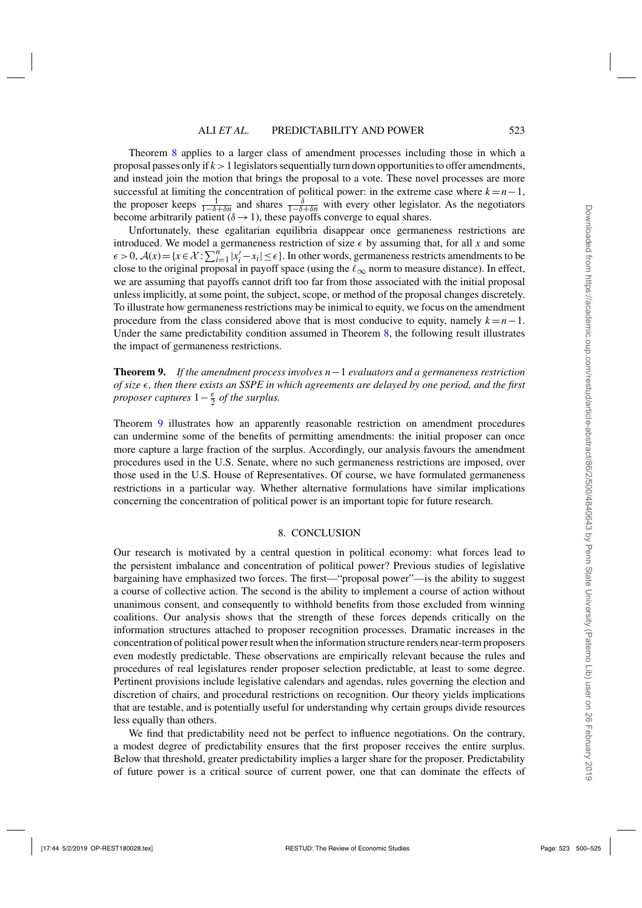Theorem 8 applies to a larger class of amendment processes including those in which a proposal passes only if $k>1$ legislators sequentially turn down opportunities to offer amendments, and instead join the motion that brings the proposal to a vote. These novel processes are more successful at limiting the concentration of political power: in the extreme case where $k=n-1$, the proposer keeps $\frac{1}{1-\delta+\delta n}$ and shares $\frac{\delta}{1-\delta+\delta n}$ with every other legislator. As the negotiators become arbitrarily patient ($\delta\to 1$), these payoffs converge to equal shares.

Unfortunately, these egalitarian equilibria disappear once germaneness restrictions are introduced. We model a germaneness restriction of size $\epsilon$ by assuming that, for all $x$ and some $\epsilon>0$, $\mathcal{A}(x)=\{x\in\mathcal{X}:\sum_{i=1}^{n}|x_i'-x_i|\leq\epsilon\}$. In other words, germaneness restricts amendments to be close to the original proposal in payoff space (using the $\ell_\infty$ norm to measure distance). In effect, we are assuming that payoffs cannot drift too far from those associated with the initial proposal unless implicitly, at some point, the subject, scope, or method of the proposal changes discretely. To illustrate how germaneness restrictions may be inimical to equity, we focus on the amendment procedure from the class considered above that is most conducive to equity, namely $k=n-1$. Under the same predictability condition assumed in Theorem 8, the following result illustrates the impact of germaneness restrictions.

**Theorem 9.** *If the amendment process involves $n-1$ evaluators and a germaneness restriction of size $\epsilon$, then there exists an SSPE in which agreements are delayed by one period, and the first proposer captures $1-\frac{\epsilon}{2}$ of the surplus.*

Theorem 9 illustrates how an apparently reasonable restriction on amendment procedures can undermine some of the benefits of permitting amendments: the initial proposer can once more capture a large fraction of the surplus. Accordingly, our analysis favours the amendment procedures used in the U.S. Senate, where no such germaneness restrictions are imposed, over those used in the U.S. House of Representatives. Of course, we have formulated germaneness restrictions in a particular way. Whether alternative formulations have similar implications concerning the concentration of political power is an important topic for future research.

## 8. CONCLUSION

Our research is motivated by a central question in political economy: what forces lead to the persistent imbalance and concentration of political power? Previous studies of legislative bargaining have emphasized two forces. The first—"proposal power"—is the ability to suggest a course of collective action. The second is the ability to implement a course of action without unanimous consent, and consequently to withhold benefits from those excluded from winning coalitions. Our analysis shows that the strength of these forces depends critically on the information structures attached to proposer recognition processes. Dramatic increases in the concentration of political power result when the information structure renders near-term proposers even modestly predictable. These observations are empirically relevant because the rules and procedures of real legislatures render proposer selection predictable, at least to some degree. Pertinent provisions include legislative calendars and agendas, rules governing the election and discretion of chairs, and procedural restrictions on recognition. Our theory yields implications that are testable, and is potentially useful for understanding why certain groups divide resources less equally than others.

We find that predictability need not be perfect to influence negotiations. On the contrary, a modest degree of predictability ensures that the first proposer receives the entire surplus. Below that threshold, greater predictability implies a larger share for the proposer. Predictability of future power is a critical source of current power, one that can dominate the effects of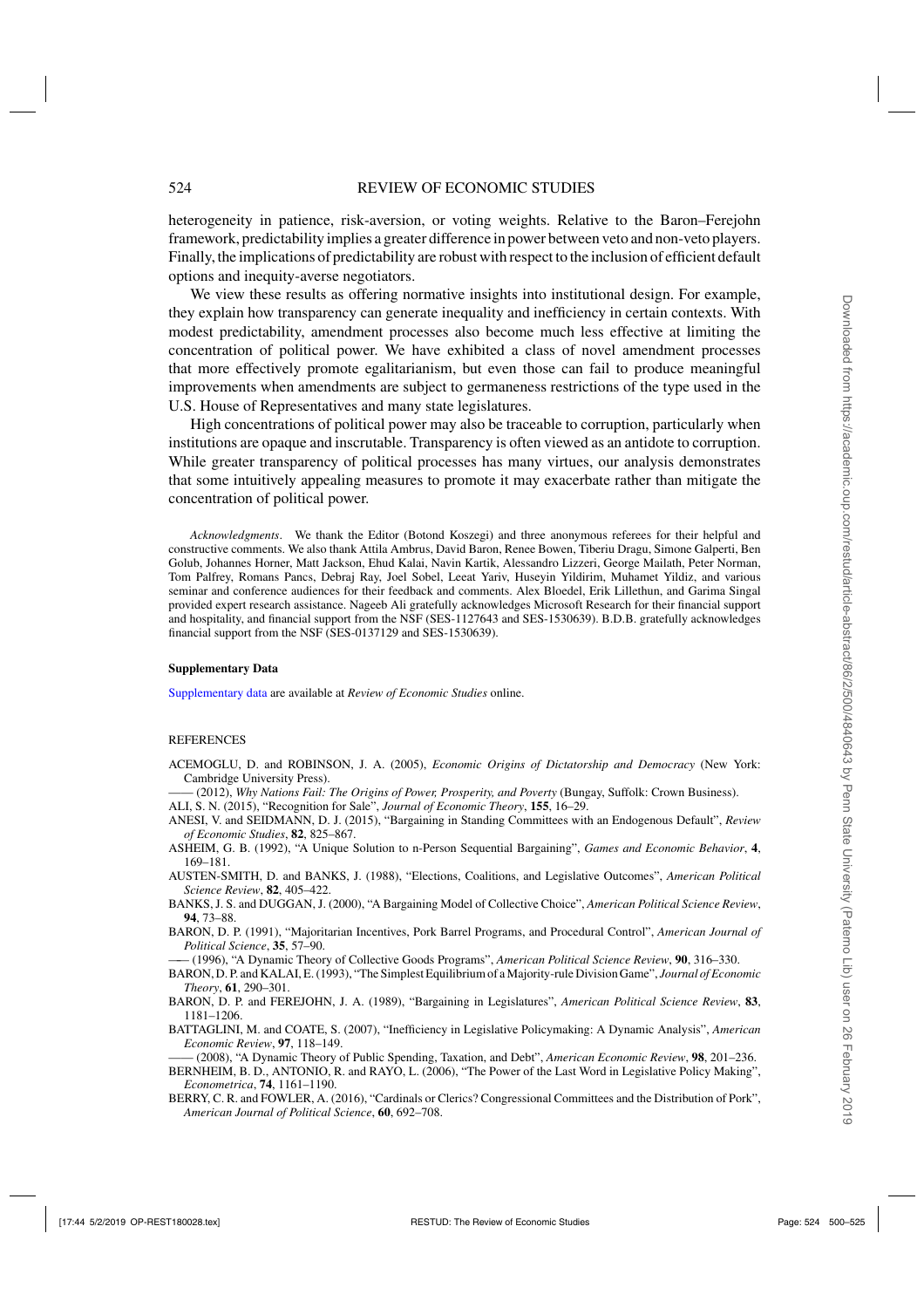heterogeneity in patience, risk-aversion, or voting weights. Relative to the Baron–Ferejohn framework, predictability implies a greater difference in power between veto and non-veto players. Finally, the implications of predictability are robust with respect to the inclusion of efficient default options and inequity-averse negotiators.

We view these results as offering normative insights into institutional design. For example, they explain how transparency can generate inequality and inefficiency in certain contexts. With modest predictability, amendment processes also become much less effective at limiting the concentration of political power. We have exhibited a class of novel amendment processes that more effectively promote egalitarianism, but even those can fail to produce meaningful improvements when amendments are subject to germaneness restrictions of the type used in the U.S. House of Representatives and many state legislatures.

High concentrations of political power may also be traceable to corruption, particularly when institutions are opaque and inscrutable. Transparency is often viewed as an antidote to corruption. While greater transparency of political processes has many virtues, our analysis demonstrates that some intuitively appealing measures to promote it may exacerbate rather than mitigate the concentration of political power.

*Acknowledgments*. We thank the Editor (Botond Koszegi) and three anonymous referees for their helpful and constructive comments. We also thank Attila Ambrus, David Baron, Renee Bowen, Tiberiu Dragu, Simone Galperti, Ben Golub, Johannes Horner, Matt Jackson, Ehud Kalai, Navin Kartik, Alessandro Lizzeri, George Mailath, Peter Norman, Tom Palfrey, Romans Pancs, Debraj Ray, Joel Sobel, Leeat Yariv, Huseyin Yildirim, Muhamet Yildiz, and various seminar and conference audiences for their feedback and comments. Alex Bloedel, Erik Lillethun, and Garima Singal provided expert research assistance. Nageeb Ali gratefully acknowledges Microsoft Research for their financial support and hospitality, and financial support from the NSF (SES-1127643 and SES-1530639). B.D.B. gratefully acknowledges financial support from the NSF (SES-0137129 and SES-1530639).

**Supplementary Data**

Supplementary data are available at *Review of Economic Studies* online.

REFERENCES

ACEMOGLU, D. and ROBINSON, J. A. (2005), *Economic Origins of Dictatorship and Democracy* (New York: Cambridge University Press).

—— (2012), *Why Nations Fail: The Origins of Power, Prosperity, and Poverty* (Bungay, Suffolk: Crown Business).

ALI, S. N. (2015), "Recognition for Sale", *Journal of Economic Theory*, **155**, 16–29.

ANESI, V. and SEIDMANN, D. J. (2015), "Bargaining in Standing Committees with an Endogenous Default", *Review of Economic Studies*, **82**, 825–867.

ASHEIM, G. B. (1992), "A Unique Solution to n-Person Sequential Bargaining", *Games and Economic Behavior*, **4**, 169–181.

AUSTEN-SMITH, D. and BANKS, J. (1988), "Elections, Coalitions, and Legislative Outcomes", *American Political Science Review*, **82**, 405–422.

BANKS, J. S. and DUGGAN, J. (2000), "A Bargaining Model of Collective Choice", *American Political Science Review*, **94**, 73–88.

BARON, D. P. (1991), "Majoritarian Incentives, Pork Barrel Programs, and Procedural Control", *American Journal of Political Science*, **35**, 57–90.

—— (1996), "A Dynamic Theory of Collective Goods Programs", *American Political Science Review*, **90**, 316–330.

BARON, D. P. and KALAI, E. (1993), "The Simplest Equilibrium of a Majority-rule Division Game", *Journal of Economic Theory*, **61**, 290–301.

BARON, D. P. and FEREJOHN, J. A. (1989), "Bargaining in Legislatures", *American Political Science Review*, **83**, 1181–1206.

BATTAGLINI, M. and COATE, S. (2007), "Inefficiency in Legislative Policymaking: A Dynamic Analysis", *American Economic Review*, **97**, 118–149.

—— (2008), "A Dynamic Theory of Public Spending, Taxation, and Debt", *American Economic Review*, **98**, 201–236.

BERNHEIM, B. D., ANTONIO, R. and RAYO, L. (2006), "The Power of the Last Word in Legislative Policy Making", *Econometrica*, **74**, 1161–1190.

BERRY, C. R. and FOWLER, A. (2016), "Cardinals or Clerics? Congressional Committees and the Distribution of Pork", *American Journal of Political Science*, **60**, 692–708.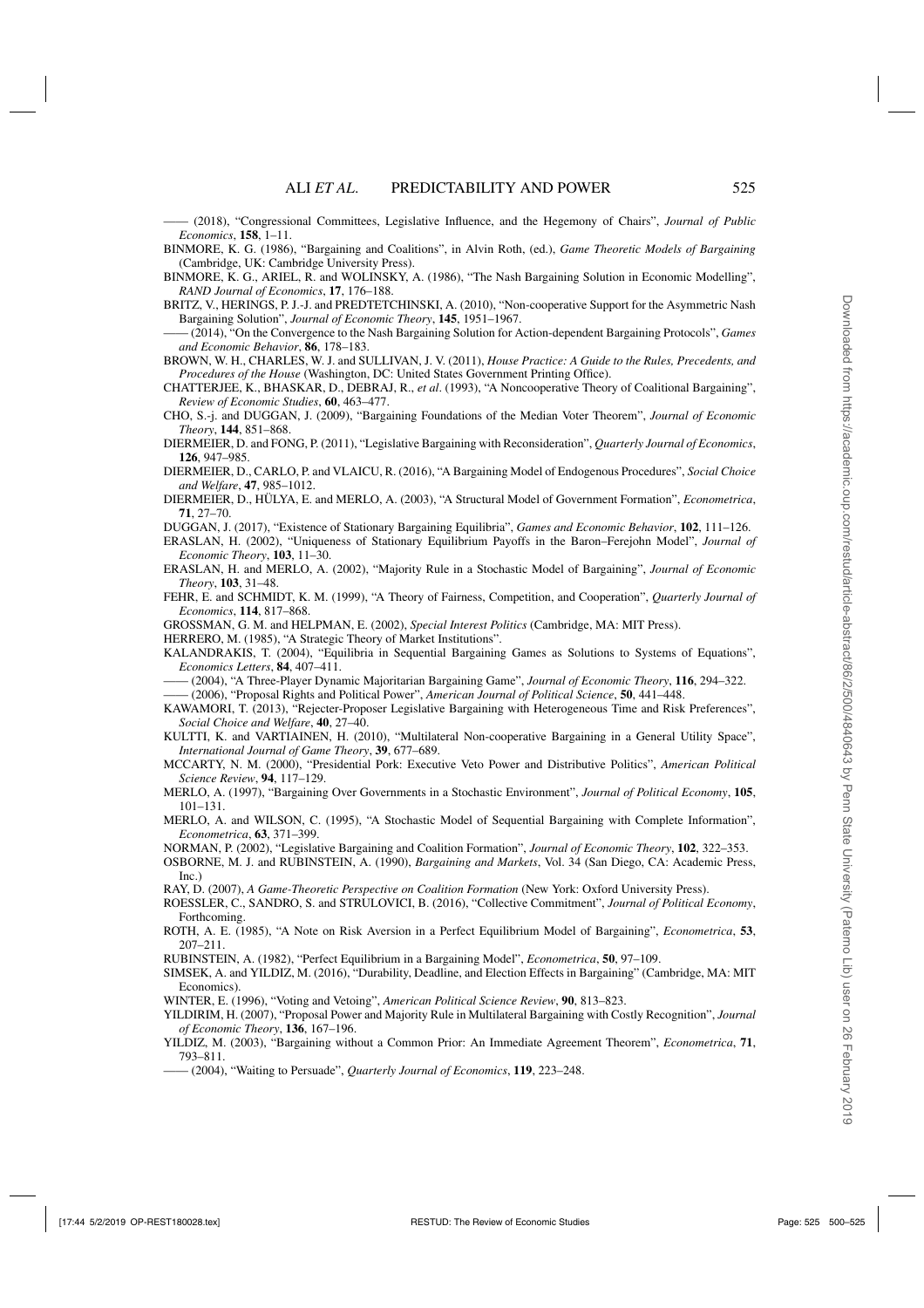—— (2018), "Congressional Committees, Legislative Influence, and the Hegemony of Chairs", *Journal of Public Economics*, **158**, 1–11.

BINMORE, K. G. (1986), "Bargaining and Coalitions", in Alvin Roth, (ed.), *Game Theoretic Models of Bargaining* (Cambridge, UK: Cambridge University Press).

BINMORE, K. G., ARIEL, R. and WOLINSKY, A. (1986), "The Nash Bargaining Solution in Economic Modelling", *RAND Journal of Economics*, **17**, 176–188.

BRITZ, V., HERINGS, P. J.-J. and PREDTETCHINSKI, A. (2010), "Non-cooperative Support for the Asymmetric Nash Bargaining Solution", *Journal of Economic Theory*, **145**, 1951–1967.

—— (2014), "On the Convergence to the Nash Bargaining Solution for Action-dependent Bargaining Protocols", *Games and Economic Behavior*, **86**, 178–183.

BROWN, W. H., CHARLES, W. J. and SULLIVAN, J. V. (2011), *House Practice: A Guide to the Rules, Precedents, and Procedures of the House* (Washington, DC: United States Government Printing Office).

CHATTERJEE, K., BHASKAR, D., DEBRAJ, R., *et al*. (1993), "A Noncooperative Theory of Coalitional Bargaining", *Review of Economic Studies*, **60**, 463–477.

CHO, S.-j. and DUGGAN, J. (2009), "Bargaining Foundations of the Median Voter Theorem", *Journal of Economic Theory*, **144**, 851–868.

DIERMEIER, D. and FONG, P. (2011), "Legislative Bargaining with Reconsideration", *Quarterly Journal of Economics*, **126**, 947–985.

DIERMEIER, D., CARLO, P. and VLAICU, R. (2016), "A Bargaining Model of Endogenous Procedures", *Social Choice and Welfare*, **47**, 985–1012.

DIERMEIER, D., HÜLYA, E. and MERLO, A. (2003), "A Structural Model of Government Formation", *Econometrica*, **71**, 27–70.

DUGGAN, J. (2017), "Existence of Stationary Bargaining Equilibria", *Games and Economic Behavior*, **102**, 111–126.

ERASLAN, H. (2002), "Uniqueness of Stationary Equilibrium Payoffs in the Baron–Ferejohn Model", *Journal of Economic Theory*, **103**, 11–30.

ERASLAN, H. and MERLO, A. (2002), "Majority Rule in a Stochastic Model of Bargaining", *Journal of Economic Theory*, **103**, 31–48.

FEHR, E. and SCHMIDT, K. M. (1999), "A Theory of Fairness, Competition, and Cooperation", *Quarterly Journal of Economics*, **114**, 817–868.

GROSSMAN, G. M. and HELPMAN, E. (2002), *Special Interest Politics* (Cambridge, MA: MIT Press).

HERRERO, M. (1985), "A Strategic Theory of Market Institutions".

KALANDRAKIS, T. (2004), "Equilibria in Sequential Bargaining Games as Solutions to Systems of Equations", *Economics Letters*, **84**, 407–411.

—— (2004), "A Three-Player Dynamic Majoritarian Bargaining Game", *Journal of Economic Theory*, **116**, 294–322.

—— (2006), "Proposal Rights and Political Power", *American Journal of Political Science*, **50**, 441–448.

KAWAMORI, T. (2013), "Rejecter-Proposer Legislative Bargaining with Heterogeneous Time and Risk Preferences", *Social Choice and Welfare*, **40**, 27–40.

KULTTI, K. and VARTIAINEN, H. (2010), "Multilateral Non-cooperative Bargaining in a General Utility Space", *International Journal of Game Theory*, **39**, 677–689.

MCCARTY, N. M. (2000), "Presidential Pork: Executive Veto Power and Distributive Politics", *American Political Science Review*, **94**, 117–129.

MERLO, A. (1997), "Bargaining Over Governments in a Stochastic Environment", *Journal of Political Economy*, **105**, 101–131.

MERLO, A. and WILSON, C. (1995), "A Stochastic Model of Sequential Bargaining with Complete Information", *Econometrica*, **63**, 371–399.

NORMAN, P. (2002), "Legislative Bargaining and Coalition Formation", *Journal of Economic Theory*, **102**, 322–353.

OSBORNE, M. J. and RUBINSTEIN, A. (1990), *Bargaining and Markets*, Vol. 34 (San Diego, CA: Academic Press, Inc.)

RAY, D. (2007), *A Game-Theoretic Perspective on Coalition Formation* (New York: Oxford University Press).

ROESSLER, C., SANDRO, S. and STRULOVICI, B. (2016), "Collective Commitment", *Journal of Political Economy*, Forthcoming.

ROTH, A. E. (1985), "A Note on Risk Aversion in a Perfect Equilibrium Model of Bargaining", *Econometrica*, **53**, 207–211.

RUBINSTEIN, A. (1982), "Perfect Equilibrium in a Bargaining Model", *Econometrica*, **50**, 97–109.

SIMSEK, A. and YILDIZ, M. (2016), "Durability, Deadline, and Election Effects in Bargaining" (Cambridge, MA: MIT Economics).

WINTER, E. (1996), "Voting and Vetoing", *American Political Science Review*, **90**, 813–823.

YILDIRIM, H. (2007), "Proposal Power and Majority Rule in Multilateral Bargaining with Costly Recognition", *Journal of Economic Theory*, **136**, 167–196.

YILDIZ, M. (2003), "Bargaining without a Common Prior: An Immediate Agreement Theorem", *Econometrica*, **71**, 793–811.

—— (2004), "Waiting to Persuade", *Quarterly Journal of Economics*, **119**, 223–248.